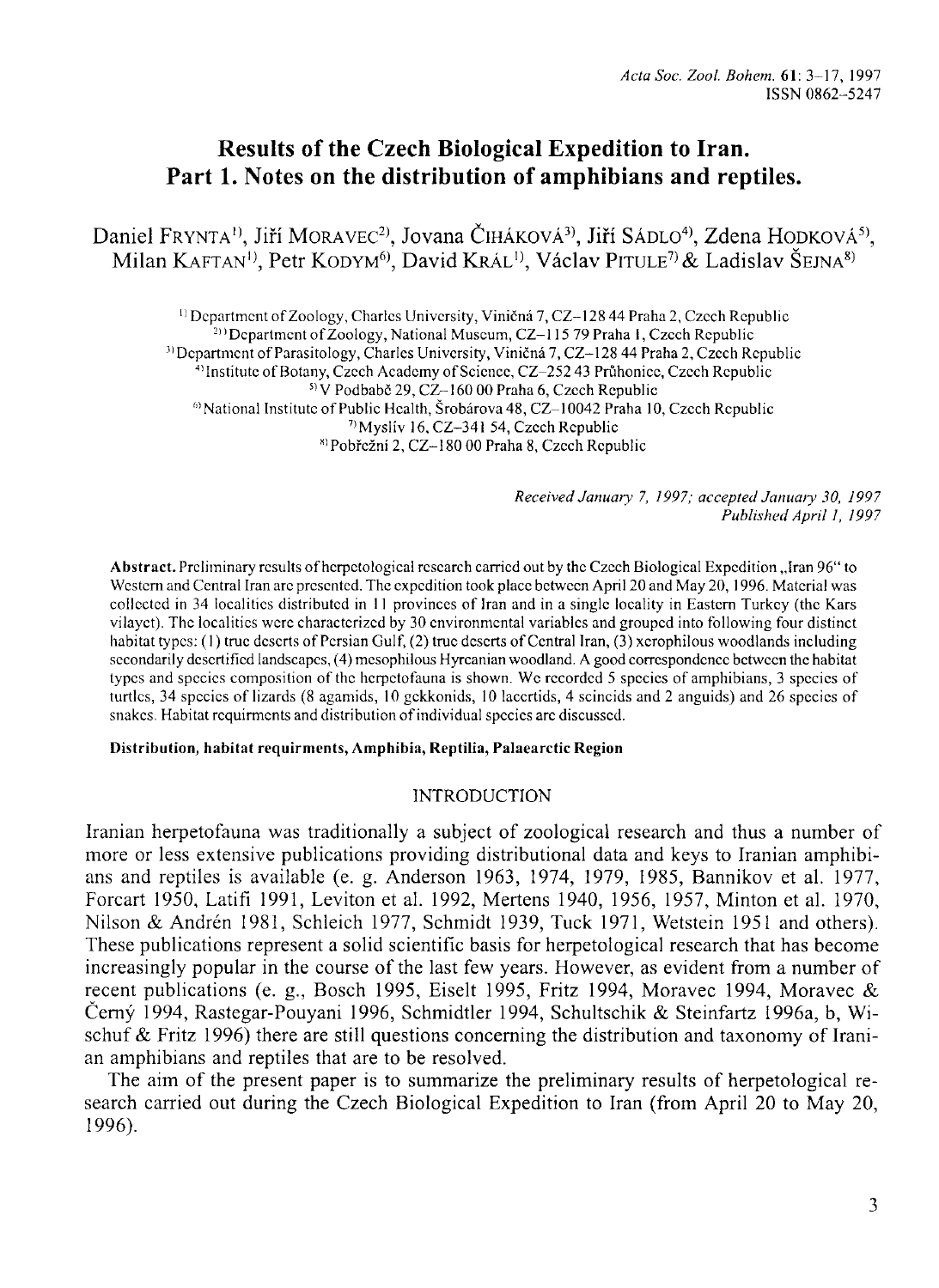# Results of the Czech Biological Expedition to Iran. Part 1. Notes on the distribution of amphibians and reptiles.

Daniel FRYNTA[1], Jiří MORAVEC[2], Jovana ČIHÁKOVÁ[3], Jiří SÁDLO[4], Zdena HODKOVÁ[5], Milan KAFTAN[1], Petr KODYM[6], David KRÁL[1], Václav PITULE[7] & Ladislav ŠEJNA[8]

[1] Department of Zoology, Charles University, Viničná 7, CZ–128 44 Praha 2, Czech Republic
[2] Department of Zoology, National Museum, CZ–115 79 Praha 1, Czech Republic
[3] Department of Parasitology, Charles University, Viničná 7, CZ–128 44 Praha 2, Czech Republic
[4] Institute of Botany, Czech Academy of Science, CZ–252 43 Průhonice, Czech Republic
[5] V Podbabě 29, CZ–160 00 Praha 6, Czech Republic
[6] National Institute of Public Health, Šrobárova 48, CZ–10042 Praha 10, Czech Republic
[7] Myslív 16, CZ–341 54, Czech Republic
[8] Pobřežní 2, CZ–180 00 Praha 8, Czech Republic

*Received January 7, 1997; accepted January 30, 1997*
*Published April 1, 1997*

**Abstract.** Preliminary results of herpetological research carried out by the Czech Biological Expedition „Iran 96" to Western and Central Iran are presented. The expedition took place between April 20 and May 20, 1996. Material was collected in 34 localities distributed in 11 provinces of Iran and in a single locality in Eastern Turkey (the Kars vilayet). The localities were characterized by 30 environmental variables and grouped into following four distinct habitat types: (1) true deserts of Persian Gulf, (2) true deserts of Central Iran, (3) xerophilous woodlands including secondarily desertified landscapes, (4) mesophilous Hyrcanian woodland. A good correspondence between the habitat types and species composition of the herpetofauna is shown. We recorded 5 species of amphibians, 3 species of turtles, 34 species of lizards (8 agamids, 10 gekkonids, 10 lacertids, 4 scincids and 2 anguids) and 26 species of snakes. Habitat requirments and distribution of individual species are discussed.

**Distribution, habitat requirments, Amphibia, Reptilia, Palaearctic Region**

## INTRODUCTION

Iranian herpetofauna was traditionally a subject of zoological research and thus a number of more or less extensive publications providing distributional data and keys to Iranian amphibians and reptiles is available (e. g. Anderson 1963, 1974, 1979, 1985, Bannikov et al. 1977, Forcart 1950, Latifi 1991, Leviton et al. 1992, Mertens 1940, 1956, 1957, Minton et al. 1970, Nilson & Andrén 1981, Schleich 1977, Schmidt 1939, Tuck 1971, Wetstein 1951 and others). These publications represent a solid scientific basis for herpetological research that has become increasingly popular in the course of the last few years. However, as evident from a number of recent publications (e. g., Bosch 1995, Eiselt 1995, Fritz 1994, Moravec 1994, Moravec & Černý 1994, Rastegar-Pouyani 1996, Schmidtler 1994, Schultschik & Steinfartz 1996a, b, Wischuf & Fritz 1996) there are still questions concerning the distribution and taxonomy of Iranian amphibians and reptiles that are to be resolved.

The aim of the present paper is to summarize the preliminary results of herpetological research carried out during the Czech Biological Expedition to Iran (from April 20 to May 20, 1996).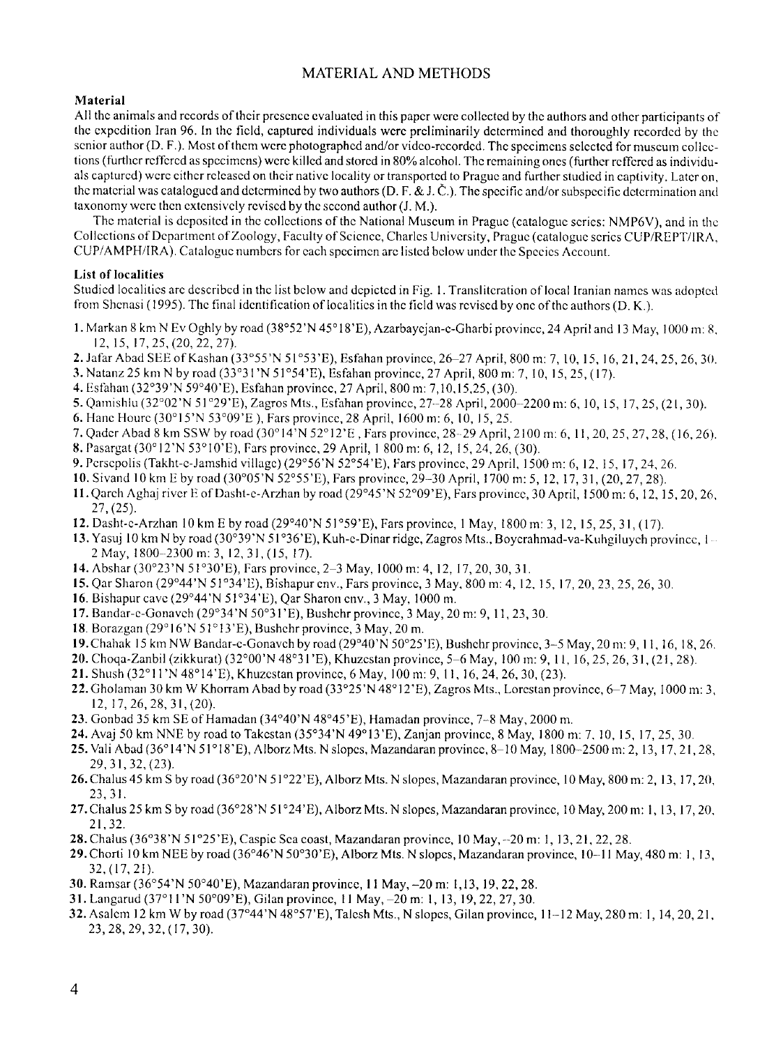## MATERIAL AND METHODS

### Material

All the animals and records of their presence evaluated in this paper were collected by the authors and other participants of the expedition Iran 96. In the field, captured individuals were preliminarily determined and thoroughly recorded by the senior author (D. F.). Most of them were photographed and/or video-recorded. The specimens selected for museum collections (further reffered as specimens) were killed and stored in 80% alcohol. The remaining ones (further reffered as individuals captured) were either released on their native locality or transported to Prague and further studied in captivity. Later on, the material was catalogued and determined by two authors (D. F. & J. Č.). The specific and/or subspecific determination and taxonomy were then extensively revised by the second author (J. M.).

The material is deposited in the collections of the National Museum in Prague (catalogue series: NMP6V), and in the Collections of Department of Zoology, Faculty of Science, Charles University, Prague (catalogue series CUP/REPT/IRA, CUP/AMPH/IRA). Catalogue numbers for each specimen are listed below under the Species Account.

### List of localities

Studied localities are described in the list below and depicted in Fig. 1. Transliteration of local Iranian names was adopted from Shenasi (1995). The final identification of localities in the field was revised by one of the authors (D. K.).

**1.** Markan 8 km N Ev Oghly by road (38°52'N 45°18'E), Azarbayejan-e-Gharbi province, 24 April and 13 May, 1000 m: 8, 12, 15, 17, 25, (20, 22, 27).
**2.** Jafar Abad SEE of Kashan (33°55'N 51°53'E), Esfahan province, 26–27 April, 800 m: 7, 10, 15, 16, 21, 24, 25, 26, 30.
**3.** Natanz 25 km N by road (33°31'N 51°54'E), Esfahan province, 27 April, 800 m: 7, 10, 15, 25, (17).
**4.** Esfahan (32°39'N 59°40'E), Esfahan province, 27 April, 800 m: 7,10,15,25, (30).
**5.** Qamishlu (32°02'N 51°29'E), Zagros Mts., Esfahan province, 27–28 April, 2000–2200 m: 6, 10, 15, 17, 25, (21, 30).
**6.** Hane Houre (30°15'N 53°09'E ), Fars province, 28 April, 1600 m: 6, 10, 15, 25.
**7.** Qader Abad 8 km SSW by road (30°14'N 52°12'E , Fars province, 28–29 April, 2100 m: 6, 11, 20, 25, 27, 28, (16, 26).
**8.** Pasargat (30°12'N 53°10'E), Fars province, 29 April, 1 800 m: 6, 12, 15, 24, 26, (30).
**9.** Persepolis (Takht-e-Jamshid village) (29°56'N 52°54'E), Fars province, 29 April, 1500 m: 6, 12, 15, 17, 24, 26.
**10.** Sivand 10 km E by road (30°05'N 52°55'E), Fars province, 29–30 April, 1700 m: 5, 12, 17, 31, (20, 27, 28).
**11.** Qarch Aghaj river E of Dasht-e-Arzhan by road (29°45'N 52°09'E), Fars province, 30 April, 1500 m: 6, 12, 15, 20, 26, 27, (25).
**12.** Dasht-e-Arzhan 10 km E by road (29°40'N 51°59'E), Fars province, 1 May, 1800 m: 3, 12, 15, 25, 31, (17).
**13.** Yasuj 10 km N by road (30°39'N 51°36'E), Kuh-e-Dinar ridge, Zagros Mts., Boyerahmad-va-Kuhgiluyeh province, 1–2 May, 1800–2300 m: 3, 12, 31, (15, 17).
**14.** Abshar (30°23'N 51°30'E), Fars province, 2–3 May, 1000 m: 4, 12, 17, 20, 30, 31.
**15.** Qar Sharon (29°44'N 51°34'E), Bishapur env., Fars province, 3 May, 800 m: 4, 12, 15, 17, 20, 23, 25, 26, 30.
**16.** Bishapur cave (29°44'N 51°34'E), Qar Sharon env., 3 May, 1000 m.
**17.** Bandar-e-Gonaveh (29°34'N 50°31'E), Bushehr province, 3 May, 20 m: 9, 11, 23, 30.
**18.** Borazgan (29°16'N 51°13'E), Bushehr province, 3 May, 20 m.
**19.** Chahak 15 km NW Bandar-e-Gonaveh by road (29°40'N 50°25'E), Bushehr province, 3–5 May, 20 m: 9, 11, 16, 18, 26.
**20.** Choqa-Zanbil (zikkurat) (32°00'N 48°31'E), Khuzestan province, 5–6 May, 100 m: 9, 11, 16, 25, 26, 31, (21, 28).
**21.** Shush (32°11'N 48°14'E), Khuzestan province, 6 May, 100 m: 9, 11, 16, 24, 26, 30, (23).
**22.** Gholaman 30 km W Khorram Abad by road (33°25'N 48°12'E), Zagros Mts., Lorestan province, 6–7 May, 1000 m: 3, 12, 17, 26, 28, 31, (20).
**23.** Gonbad 35 km SE of Hamadan (34°40'N 48°45'E), Hamadan province, 7–8 May, 2000 m.
**24.** Avaj 50 km NNE by road to Takestan (35°34'N 49°13'E), Zanjan province, 8 May, 1800 m: 7, 10, 15, 17, 25, 30.
**25.** Vali Abad (36°14'N 51°18'E), Alborz Mts. N slopes, Mazandaran province, 8–10 May, 1800–2500 m: 2, 13, 17, 21, 28, 29, 31, 32, (23).
**26.** Chalus 45 km S by road (36°20'N 51°22'E), Alborz Mts. N slopes, Mazandaran province, 10 May, 800 m: 2, 13, 17, 20, 23, 31.
**27.** Chalus 25 km S by road (36°28'N 51°24'E), Alborz Mts. N slopes, Mazandaran province, 10 May, 200 m: 1, 13, 17, 20, 21, 32.
**28.** Chalus (36°38'N 51°25'E), Caspic Sea coast, Mazandaran province, 10 May, –20 m: 1, 13, 21, 22, 28.
**29.** Chorti 10 km NEE by road (36°46'N 50°30'E), Alborz Mts. N slopes, Mazandaran province, 10–11 May, 480 m: 1, 13, 32, (17, 21).
**30.** Ramsar (36°54'N 50°40'E), Mazandaran province, 11 May, –20 m: 1,13, 19, 22, 28.
**31.** Langarud (37°11'N 50°09'E), Gilan province, 11 May, –20 m: 1, 13, 19, 22, 27, 30.
**32.** Asalem 12 km W by road (37°44'N 48°57'E), Talesh Mts., N slopes, Gilan province, 11–12 May, 280 m: 1, 14, 20, 21, 23, 28, 29, 32, (17, 30).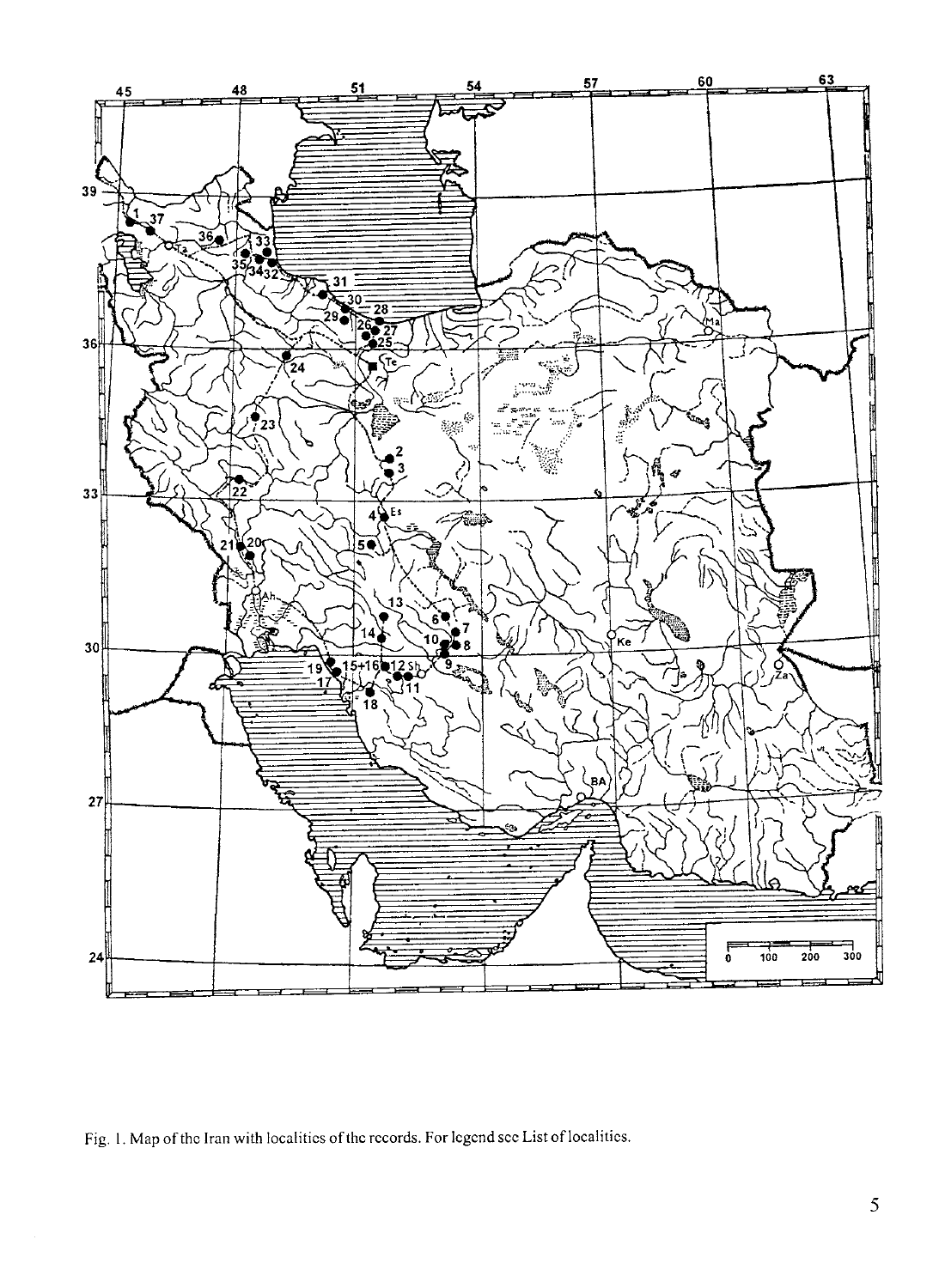45 48 51 54 57 60 63

39

36

33

30

27

24

1 37 36 Ta 33 35 34 32 31 30 28 29 26 27 25 Te Ma 24 23 2 3 22 4 Es 21 20 5 Ah 13 6 7 14 10 8 Ke Za 9 19 15+16 12 Sh 17 11 18 BA

0 100 200 300

Fig. 1. Map of the Iran with localities of the records. For legend see List of localities.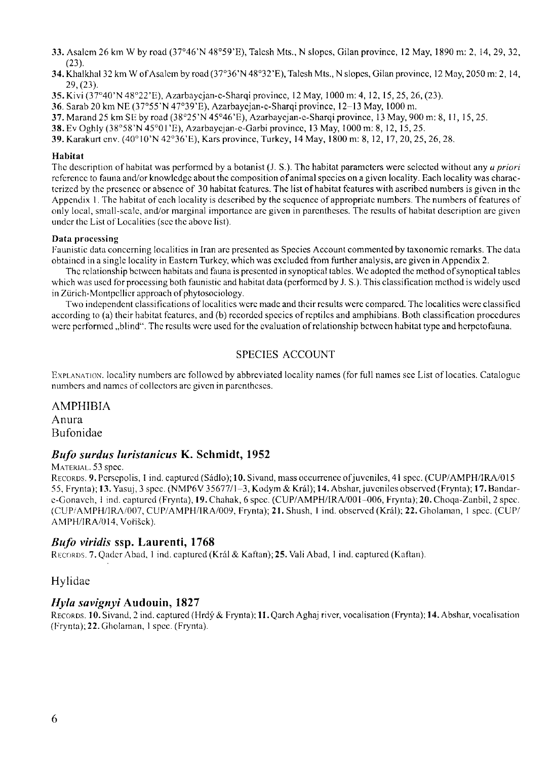**33.** Asalem 26 km W by road (37°46'N 48°59'E), Talesh Mts., N slopes, Gilan province, 12 May, 1890 m: 2, 14, 29, 32, (23).

**34.** Khalkhal 32 km W of Asalem by road (37°36'N 48°32'E), Talesh Mts., N slopes, Gilan province, 12 May, 2050 m: 2, 14, 29, (23).

**35.** Kivi (37°40'N 48°22'E), Azarbayejan-e-Sharqi province, 12 May, 1000 m: 4, 12, 15, 25, 26, (23).

**36.** Sarab 20 km NE (37°55'N 47°39'E), Azarbayejan-e-Sharqi province, 12–13 May, 1000 m.

**37.** Marand 25 km SE by road (38°25'N 45°46'E), Azarbayejan-e-Sharqi province, 13 May, 900 m: 8, 11, 15, 25.

**38.** Ev Oghly (38°58'N 45°01'E), Azarbayejan-e-Garbi province, 13 May, 1000 m: 8, 12, 15, 25.

**39.** Karakurt env. (40°10'N 42°36'E), Kars province, Turkey, 14 May, 1800 m: 8, 12, 17, 20, 25, 26, 28.

#### Habitat

The description of habitat was performed by a botanist (J. S.). The habitat parameters were selected without any *a priori* reference to fauna and/or knowledge about the composition of animal species on a given locality. Each locality was characterized by the presence or absence of 30 habitat features. The list of habitat features with ascribed numbers is given in the Appendix 1. The habitat of each locality is described by the sequence of appropriate numbers. The numbers of features of only local, small-scale, and/or marginal importance are given in parentheses. The results of habitat description are given under the List of Localities (see the above list).

#### Data processing

Faunistic data concerning localities in Iran are presented as Species Account commented by taxonomic remarks. The data obtained in a single locality in Eastern Turkey, which was excluded from further analysis, are given in Appendix 2.

The relationship between habitats and fauna is presented in synoptical tables. We adopted the method of synoptical tables which was used for processing both faunistic and habitat data (performed by J. S.). This classification method is widely used in Zürich-Montpellier approach of phytosociology.

Two independent classifications of localities were made and their results were compared. The localities were classified according to (a) their habitat features, and (b) recorded species of reptiles and amphibians. Both classification procedures were performed „blind". The results were used for the evaluation of relationship between habitat type and herpetofauna.

## SPECIES ACCOUNT

EXPLANATION. locality numbers are followed by abbreviated locality names (for full names see List of locaties. Catalogue numbers and names of collectors are given in parentheses.

AMPHIBIA

Anura

Bufonidae

### *Bufo surdus luristanicus* K. Schmidt, 1952

MATERIAL. 53 spec.

RECORDS. **9.** Persepolis, 1 ind. captured (Sádlo); **10.** Sivand, mass occurrence of juveniles, 41 spec. (CUP/AMPH/IRA/015-55, Frynta); **13.** Yasuj, 3 spec. (NMP6V 35677/1–3, Kodym & Král); **14.** Abshar, juveniles observed (Frynta); **17.** Bandar-e-Gonaveh, 1 ind. captured (Frynta), **19.** Chahak, 6 spec. (CUP/AMPH/IRA/001–006, Frynta); **20.** Choqa-Zanbil, 2 spec. (CUP/AMPH/IRA/007, CUP/AMPH/IRA/009, Frynta); **21.** Shush, 1 ind. observed (Král); **22.** Gholaman, 1 spec. (CUP/AMPH/IRA/014, Voříšek).

### *Bufo viridis* ssp. Laurenti, 1768

RECORDS. **7.** Qader Abad, 1 ind. captured (Král & Kaftan); **25.** Vali Abad, 1 ind. captured (Kaftan).

Hylidae

### *Hyla savignyi* Audouin, 1827

RECORDS. **10.** Sivand, 2 ind. captured (Hrdý & Frynta); **11.** Qareh Aghaj river, vocalisation (Frynta); **14.** Abshar, vocalisation (Frynta); **22.** Gholaman, 1 spec. (Frynta).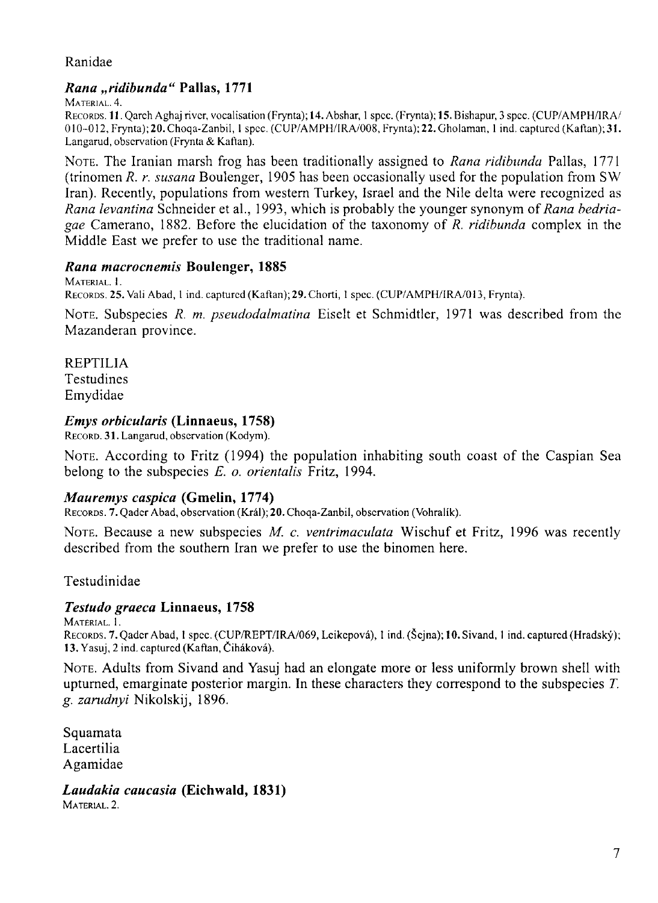Ranidae

### *Rana „ridibunda“* Pallas, 1771

MATERIAL. 4.

RECORDS. **11.** Qarch Aghaj river, vocalisation (Frynta); **14.** Abshar, 1 spec. (Frynta); **15.** Bishapur, 3 spec. (CUP/AMPH/IRA/010-012, Frynta); **20.** Choqa-Zanbil, 1 spec. (CUP/AMPH/IRA/008, Frynta); **22.** Gholaman, 1 ind. captured (Kaftan); **31.** Langarud, observation (Frynta & Kaftan).

NOTE. The Iranian marsh frog has been traditionally assigned to *Rana ridibunda* Pallas, 1771 (trinomen *R. r. susana* Boulenger, 1905 has been occasionally used for the population from SW Iran). Recently, populations from western Turkey, Israel and the Nile delta were recognized as *Rana levantina* Schneider et al., 1993, which is probably the younger synonym of *Rana bedriagae* Camerano, 1882. Before the elucidation of the taxonomy of *R. ridibunda* complex in the Middle East we prefer to use the traditional name.

### *Rana macrocnemis* Boulenger, 1885

MATERIAL. 1.

RECORDS. **25.** Vali Abad, 1 ind. captured (Kaftan); **29.** Chorti, 1 spec. (CUP/AMPH/IRA/013, Frynta).

NOTE. Subspecies *R. m. pseudodalmatina* Eiselt et Schmidtler, 1971 was described from the Mazanderan province.

REPTILIA
Testudines
Emydidae

### *Emys orbicularis* (Linnaeus, 1758)

RECORD. **31.** Langarud, observation (Kodym).

NOTE. According to Fritz (1994) the population inhabiting south coast of the Caspian Sea belong to the subspecies *E. o. orientalis* Fritz, 1994.

### *Mauremys caspica* (Gmelin, 1774)

RECORDS. **7.** Qader Abad, observation (Král); **20.** Choqa-Zanbil, observation (Vohralík).

NOTE. Because a new subspecies *M. c. ventrimaculata* Wischuf et Fritz, 1996 was recently described from the southern Iran we prefer to use the binomen here.

Testudinidae

### *Testudo graeca* Linnaeus, 1758

MATERIAL. 1.

RECORDS. **7.** Qader Abad, 1 spec. (CUP/REPT/IRA/069, Leikepová), 1 ind. (Šejna); **10.** Sivand, 1 ind. captured (Hradský); **13.** Yasuj, 2 ind. captured (Kaftan, Čiháková).

NOTE. Adults from Sivand and Yasuj had an elongate more or less uniformly brown shell with upturned, emarginate posterior margin. In these characters they correspond to the subspecies *T. g. zarudnyi* Nikolskij, 1896.

Squamata
Lacertilia
Agamidae

### *Laudakia caucasia* (Eichwald, 1831)

MATERIAL. 2.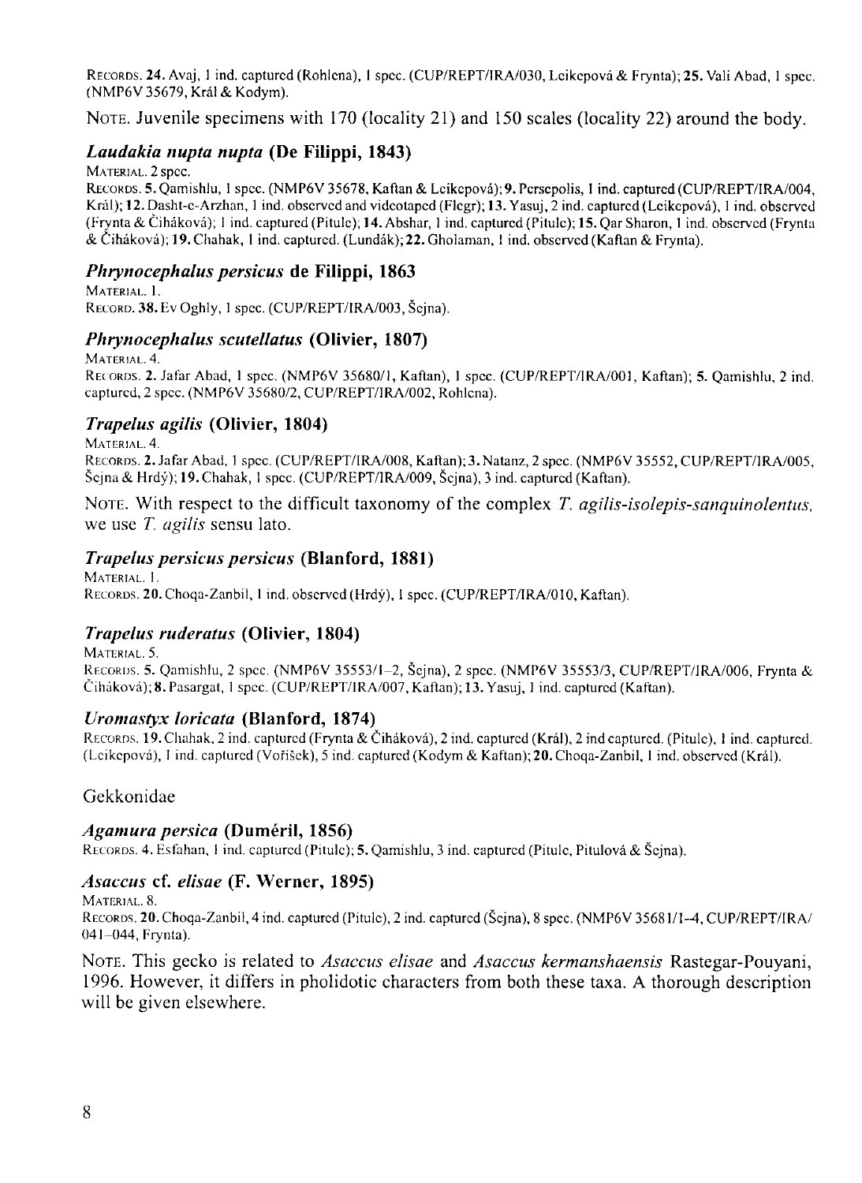RECORDS. **24.** Avaj, 1 ind. captured (Rohlena), 1 spec. (CUP/REPT/IRA/030, Leikepová & Frynta); **25.** Vali Abad, 1 spec. (NMP6V 35679, Král & Kodym).

NOTE. Juvenile specimens with 170 (locality 21) and 150 scales (locality 22) around the body.

### *Laudakia nupta nupta* (De Filippi, 1843)

MATERIAL. 2 spec.

RECORDS. **5.** Qamishlu, 1 spec. (NMP6V 35678, Kaftan & Leikepová); **9.** Persepolis, 1 ind. captured (CUP/REPT/IRA/004, Král); **12.** Dasht-e-Arzhan, 1 ind. observed and videotaped (Flegr); **13.** Yasuj, 2 ind. captured (Leikepová), 1 ind. observed (Frynta & Čiháková); 1 ind. captured (Pitule); **14.** Abshar, 1 ind. captured (Pitule); **15.** Qar Sharon, 1 ind. observed (Frynta & Čiháková); **19.** Chahak, 1 ind. captured. (Lundák); **22.** Gholaman, 1 ind. observed (Kaftan & Frynta).

### *Phrynocephalus persicus* de Filippi, 1863

MATERIAL. 1.

RECORD. **38.** Ev Oghly, 1 spec. (CUP/REPT/IRA/003, Šejna).

### *Phrynocephalus scutellatus* (Olivier, 1807)

MATERIAL. 4.

RECORDS. **2.** Jafar Abad, 1 spec. (NMP6V 35680/1, Kaftan), 1 spec. (CUP/REPT/IRA/001, Kaftan); **5.** Qamishlu, 2 ind. captured, 2 spec. (NMP6V 35680/2, CUP/REPT/IRA/002, Rohlena).

### *Trapelus agilis* (Olivier, 1804)

MATERIAL. 4.

RECORDS. **2.** Jafar Abad, 1 spec. (CUP/REPT/IRA/008, Kaftan); **3.** Natanz, 2 spec. (NMP6V 35552, CUP/REPT/IRA/005, Šejna & Hrdý); **19.** Chahak, 1 spec. (CUP/REPT/IRA/009, Šejna), 3 ind. captured (Kaftan).

NOTE. With respect to the difficult taxonomy of the complex *T. agilis-isolepis-sanquinolentus*, we use *T. agilis* sensu lato.

### *Trapelus persicus persicus* (Blanford, 1881)

MATERIAL. 1.

RECORDS. **20.** Choqa-Zanbil, 1 ind. observed (Hrdý), 1 spec. (CUP/REPT/IRA/010, Kaftan).

### *Trapelus ruderatus* (Olivier, 1804)

MATERIAL. 5.

RECORDS. **5.** Qamishlu, 2 spec. (NMP6V 35553/1–2, Šejna), 2 spec. (NMP6V 35553/3, CUP/REPT/IRA/006, Frynta & Čiháková); **8.** Pasargat, 1 spec. (CUP/REPT/IRA/007, Kaftan); **13.** Yasuj, 1 ind. captured (Kaftan).

### *Uromastyx loricata* (Blanford, 1874)

RECORDS. **19.** Chahak, 2 ind. captured (Frynta & Čiháková), 2 ind. captured (Král), 2 ind captured. (Pitule), 1 ind. captured. (Leikepová), 1 ind. captured (Voříšek), 5 ind. captured (Kodym & Kaftan); **20.** Choqa-Zanbil, 1 ind. observed (Král).

## Gekkonidae

### *Agamura persica* (Duméril, 1856)

RECORDS. **4.** Esfahan, 1 ind. captured (Pitule); **5.** Qamishlu, 3 ind. captured (Pitule, Pitulová & Šejna).

### *Asaccus* cf. *elisae* (F. Werner, 1895)

MATERIAL. 8.

RECORDS. **20.** Choqa-Zanbil, 4 ind. captured (Pitule), 2 ind. captured (Šejna), 8 spec. (NMP6V 35681/1–4, CUP/REPT/IRA/041–044, Frynta).

NOTE. This gecko is related to *Asaccus elisae* and *Asaccus kermanshaensis* Rastegar-Pouyani, 1996. However, it differs in pholidotic characters from both these taxa. A thorough description will be given elsewhere.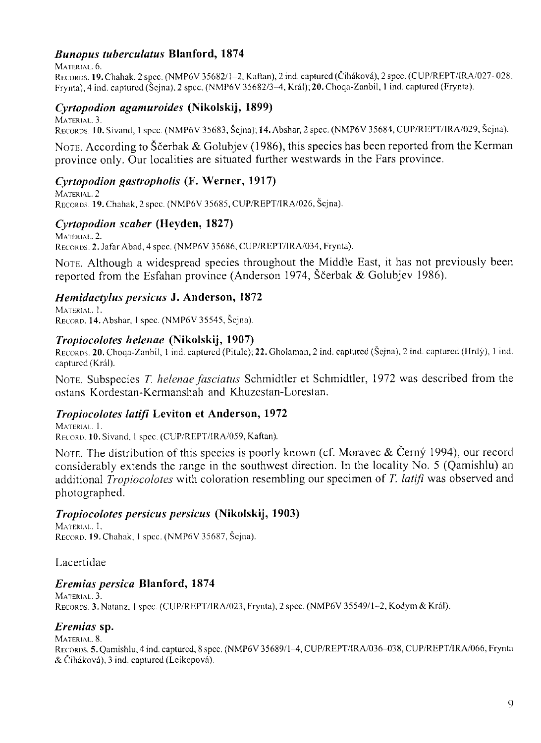### *Bunopus tuberculatus* Blanford, 1874

Material. 6.

Records. **19.** Chahak, 2 spec. (NMP6V 35682/1–2, Kaftan), 2 ind. captured (Čiháková), 2 spec. (CUP/REPT/IRA/027–028, Frynta), 4 ind. captured (Šejna), 2 spec. (NMP6V 35682/3–4, Král); **20.** Choqa-Zanbil, 1 ind. captured (Frynta).

### *Cyrtopodion agamuroides* (Nikolskij, 1899)

Material. 3.

Records. **10.** Sivand, 1 spec. (NMP6V 35683, Šejna); **14.** Abshar, 2 spec. (NMP6V 35684, CUP/REPT/IRA/029, Šejna).

Note. According to Ščerbak & Golubjev (1986), this species has been reported from the Kerman province only. Our localities are situated further westwards in the Fars province.

### *Cyrtopodion gastropholis* (F. Werner, 1917)

Material. 2

Records. **19.** Chahak, 2 spec. (NMP6V 35685, CUP/REPT/IRA/026, Šejna).

### *Cyrtopodion scaber* (Heyden, 1827)

Material. 2.

Records. **2.** Jafar Abad, 4 spec. (NMP6V 35686, CUP/REPT/IRA/034, Frynta).

Note. Although a widespread species throughout the Middle East, it has not previously been reported from the Esfahan province (Anderson 1974, Ščerbak & Golubjev 1986).

### *Hemidactylus persicus* J. Anderson, 1872

Material. 1.

Record. **14.** Abshar, 1 spec. (NMP6V 35545, Šejna).

### *Tropiocolotes helenae* (Nikolskij, 1907)

Records. **20.** Choqa-Zanbil, 1 ind. captured (Pitule); **22.** Gholaman, 2 ind. captured (Šejna), 2 ind. captured (Hrdý), 1 ind. captured (Král).

Note. Subspecies *T. helenae fasciatus* Schmidtler et Schmidtler, 1972 was described from the ostans Kordestan-Kermanshah and Khuzestan-Lorestan.

### *Tropiocolotes latifi* Leviton et Anderson, 1972

Material. 1.

Record. **10.** Sivand, 1 spec. (CUP/REPT/IRA/059, Kaftan).

Note. The distribution of this species is poorly known (cf. Moravec & Černý 1994), our record considerably extends the range in the southwest direction. In the locality No. 5 (Qamishlu) an additional *Tropiocolotes* with coloration resembling our specimen of *T. latifi* was observed and photographed.

### *Tropiocolotes persicus persicus* (Nikolskij, 1903)

Material. 1.

Record. **19.** Chahak, 1 spec. (NMP6V 35687, Šejna).

## Lacertidae

### *Eremias persica* Blanford, 1874

Material. 3.

Records. **3.** Natanz, 1 spec. (CUP/REPT/IRA/023, Frynta), 2 spec. (NMP6V 35549/1–2, Kodym & Král).

### *Eremias* sp.

Material. 8.

Records. **5.** Qamishlu, 4 ind. captured, 8 spec. (NMP6V 35689/1–4, CUP/REPT/IRA/036–038, CUP/REPT/IRA/066, Frynta & Čiháková), 3 ind. captured (Leikepová).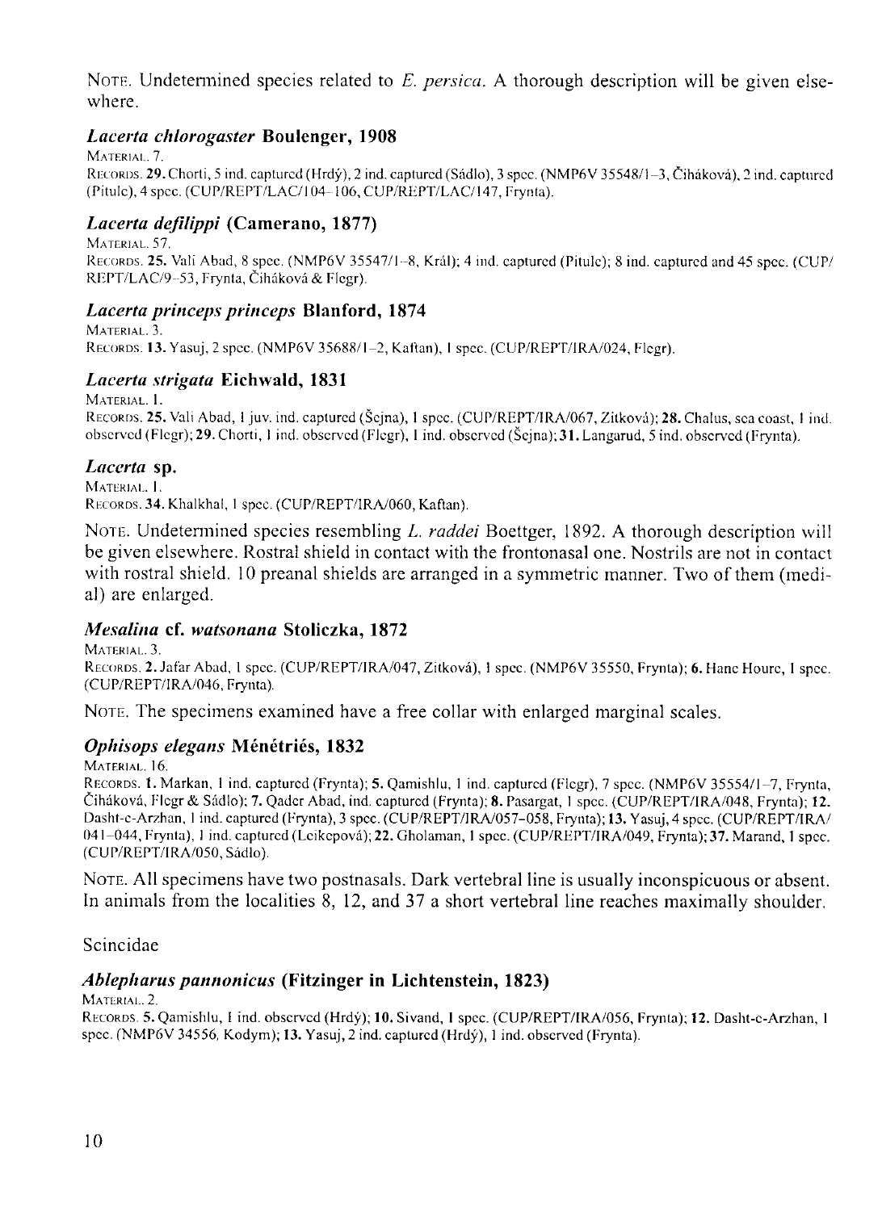NOTE. Undetermined species related to *E. persica*. A thorough description will be given elsewhere.

### *Lacerta chlorogaster* Boulenger, 1908

MATERIAL. 7.

RECORDS. **29.** Chorti, 5 ind. captured (Hrdý), 2 ind. captured (Sádlo), 3 spec. (NMP6V 35548/1–3, Čiháková), 2 ind. captured (Pitulc), 4 spec. (CUP/REPT/LAC/104–106, CUP/REPT/LAC/147, Frynta).

### *Lacerta defilippi* (Camerano, 1877)

MATERIAL. 57.

RECORDS. **25.** Vali Abad, 8 spec. (NMP6V 35547/1–8, Král); 4 ind. captured (Pitulc); 8 ind. captured and 45 spec. (CUP/REPT/LAC/9–53, Frynta, Čiháková & Flegr).

### *Lacerta princeps princeps* Blanford, 1874

MATERIAL. 3.

RECORDS. **13.** Yasuj, 2 spec. (NMP6V 35688/1–2, Kaftan), 1 spec. (CUP/REPT/IRA/024, Flegr).

### *Lacerta strigata* Eichwald, 1831

MATERIAL. 1.

RECORDS. **25.** Vali Abad, 1 juv. ind. captured (Šejna), 1 spec. (CUP/REPT/IRA/067, Zitková); **28.** Chalus, sea coast, 1 ind. observed (Flegr); **29.** Chorti, 1 ind. observed (Flegr), 1 ind. observed (Šejna); **31.** Langarud, 5 ind. observed (Frynta).

### *Lacerta* sp.

MATERIAL. 1.

RECORDS. **34.** Khalkhal, 1 spec. (CUP/REPT/IRA/060, Kaftan).

NOTE. Undetermined species resembling *L. raddei* Boettger, 1892. A thorough description will be given elsewhere. Rostral shield in contact with the frontonasal one. Nostrils are not in contact with rostral shield. 10 preanal shields are arranged in a symmetric manner. Two of them (medial) are enlarged.

### *Mesalina* cf. *watsonana* Stoliczka, 1872

MATERIAL. 3.

RECORDS. **2.** Jafar Abad, 1 spec. (CUP/REPT/IRA/047, Zitková), 1 spec. (NMP6V 35550, Frynta); **6.** Hane Houre, 1 spec. (CUP/REPT/IRA/046, Frynta).

NOTE. The specimens examined have a free collar with enlarged marginal scales.

### *Ophisops elegans* Ménétriés, 1832

MATERIAL. 16.

RECORDS. **1.** Markan, 1 ind. captured (Frynta); **5.** Qamishlu, 1 ind. captured (Flegr), 7 spec. (NMP6V 35554/1–7, Frynta, Čiháková, Flegr & Sádlo); **7.** Qader Abad, ind. captured (Frynta); **8.** Pasargat, 1 spec. (CUP/REPT/IRA/048, Frynta); **12.** Dasht-e-Arzhan, 1 ind. captured (Frynta), 3 spec. (CUP/REPT/IRA/057–058, Frynta); **13.** Yasuj, 4 spec. (CUP/REPT/IRA/041–044, Frynta), 1 ind. captured (Leikepová); **22.** Gholaman, 1 spec. (CUP/REPT/IRA/049, Frynta); **37.** Marand, 1 spec. (CUP/REPT/IRA/050, Sádlo).

NOTE. All specimens have two postnasals. Dark vertebral line is usually inconspicuous or absent. In animals from the localities 8, 12, and 37 a short vertebral line reaches maximally shoulder.

## Scincidae

### *Ablepharus pannonicus* (Fitzinger in Lichtenstein, 1823)

MATERIAL. 2.

RECORDS. **5.** Qamishlu, 1 ind. observed (Hrdý); **10.** Sivand, 1 spec. (CUP/REPT/IRA/056, Frynta); **12.** Dasht-e-Arzhan, 1 spec. (NMP6V 34556, Kodym); **13.** Yasuj, 2 ind. captured (Hrdý), 1 ind. observed (Frynta).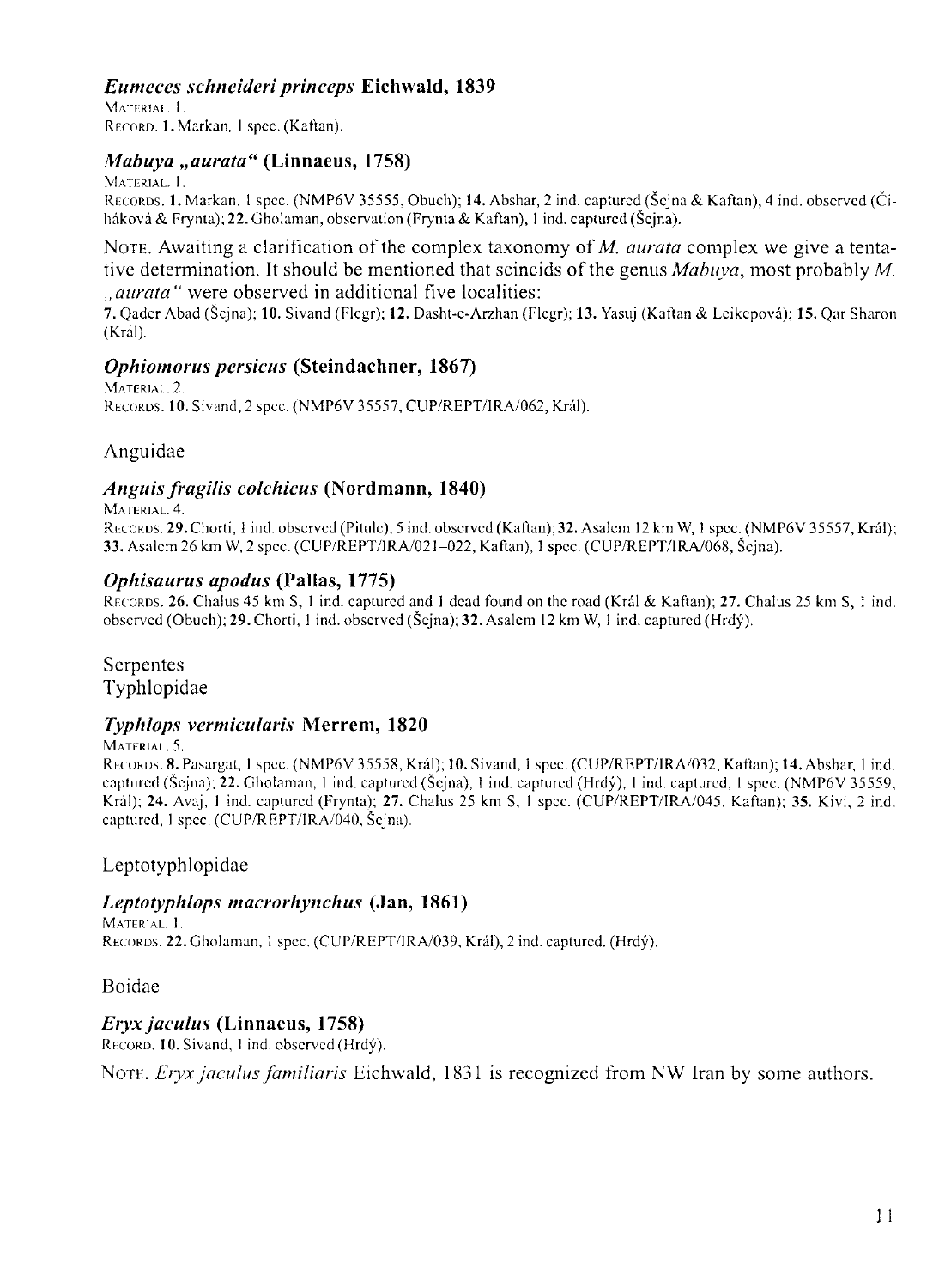### *Eumeces schneideri princeps* Eichwald, 1839

MATERIAL. 1.
RECORD. **1.** Markan, 1 spec. (Kaftan).

### *Mabuya „aurata"* (Linnaeus, 1758)

MATERIAL. 1.
RECORDS. **1.** Markan, 1 spec. (NMP6V 35555, Obuch); **14.** Abshar, 2 ind. captured (Šejna & Kaftan), 4 ind. observed (Čiháková & Frynta); **22.** Gholaman, observation (Frynta & Kaftan), 1 ind. captured (Šejna).

NOTE. Awaiting a clarification of the complex taxonomy of *M. aurata* complex we give a tentative determination. It should be mentioned that scincids of the genus *Mabuya*, most probably *M. „aurata"* were observed in additional five localities:
**7.** Qader Abad (Šejna); **10.** Sivand (Flegr); **12.** Dasht-e-Arzhan (Flegr); **13.** Yasuj (Kaftan & Leikepová); **15.** Qar Sharon (Král).

### *Ophiomorus persicus* (Steindachner, 1867)

MATERIAL. 2.
RECORDS. **10.** Sivand, 2 spec. (NMP6V 35557, CUP/REPT/IRA/062, Král).

## Anguidae

### *Anguis fragilis colchicus* (Nordmann, 1840)

MATERIAL. 4.
RECORDS. **29.** Chorti, 1 ind. observed (Pitule), 5 ind. observed (Kaftan); **32.** Asalem 12 km W, 1 spec. (NMP6V 35557, Král); **33.** Asalem 26 km W, 2 spec. (CUP/REPT/IRA/021–022, Kaftan), 1 spec. (CUP/REPT/IRA/068, Šejna).

### *Ophisaurus apodus* (Pallas, 1775)

RECORDS. **26.** Chalus 45 km S, 1 ind. captured and 1 dead found on the road (Král & Kaftan); **27.** Chalus 25 km S, 1 ind. observed (Obuch); **29.** Chorti, 1 ind. observed (Šejna); **32.** Asalem 12 km W, 1 ind. captured (Hrdý).

## Serpentes
## Typhlopidae

### *Typhlops vermicularis* Merrem, 1820

MATERIAL. 5.
RECORDS. **8.** Pasargat, 1 spec. (NMP6V 35558, Král); **10.** Sivand, 1 spec. (CUP/REPT/IRA/032, Kaftan); **14.** Abshar, 1 ind. captured (Šejna); **22.** Gholaman, 1 ind. captured (Šejna), 1 ind. captured (Hrdý), 1 ind. captured, 1 spec. (NMP6V 35559, Král); **24.** Avaj, 1 ind. captured (Frynta); **27.** Chalus 25 km S, 1 spec. (CUP/REPT/IRA/045, Kaftan); **35.** Kivi, 2 ind. captured, 1 spec. (CUP/REPT/IRA/040, Šejna).

## Leptotyphlopidae

### *Leptotyphlops macrorhynchus* (Jan, 1861)

MATERIAL. 1.
RECORDS. **22.** Gholaman, 1 spec. (CUP/REPT/IRA/039, Král), 2 ind. captured. (Hrdý).

## Boidae

### *Eryx jaculus* (Linnaeus, 1758)

RECORD. **10.** Sivand, 1 ind. observed (Hrdý).

NOTE. *Eryx jaculus familiaris* Eichwald, 1831 is recognized from NW Iran by some authors.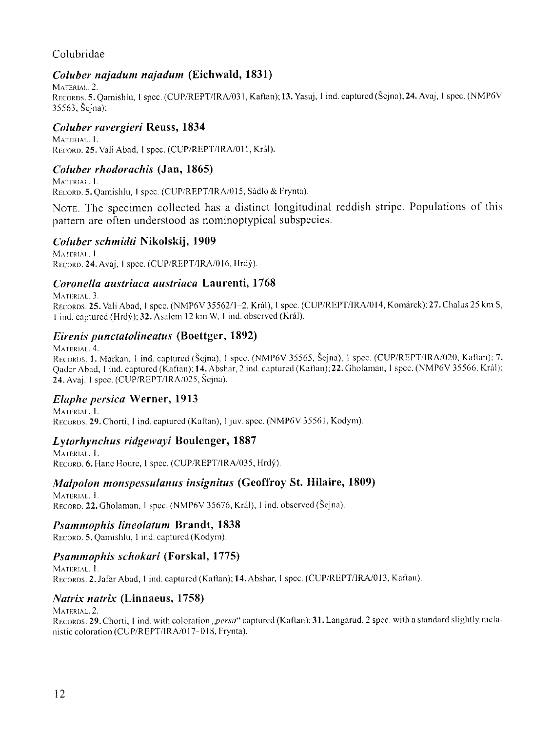## Colubridae

### *Coluber najadum najadum* (Eichwald, 1831)

Material. 2.
Records. **5.** Qamishlu, 1 spec. (CUP/REPT/IRA/031, Kaftan); **13.** Yasuj, 1 ind. captured (Šejna); **24.** Avaj, 1 spec. (NMP6V 35563, Šejna);

### *Coluber ravergieri* Reuss, 1834

Material. 1.
Record. **25.** Vali Abad, 1 spec. (CUP/REPT/IRA/011, Král).

### *Coluber rhodorachis* (Jan, 1865)

Material. 1.
Record. **5.** Qamishlu, 1 spec. (CUP/REPT/IRA/015, Sádlo & Frynta).

Note. The specimen collected has a distinct longitudinal reddish stripe. Populations of this pattern are often understood as nominoptypical subspecies.

### *Coluber schmidti* Nikolskij, 1909

Material. 1.
Record. **24.** Avaj, 1 spec. (CUP/REPT/IRA/016, Hrdý).

### *Coronella austriaca austriaca* Laurenti, 1768

Material. 3.
Records. **25.** Vali Abad, 1 spec. (NMP6V 35562/1–2, Král), 1 spec. (CUP/REPT/IRA/014, Komárek); **27.** Chalus 25 km S, 1 ind. captured (Hrdý); **32.** Asalem 12 km W, 1 ind. observed (Král).

### *Eirenis punctatolineatus* (Boettger, 1892)

Material. 4.
Records. **1.** Markan, 1 ind. captured (Šejna), 1 spec. (NMP6V 35565, Šejna), 1 spec. (CUP/REPT/IRA/020, Kaftan); **7.** Qader Abad, 1 ind. captured (Kaftan); **14.** Abshar, 2 ind. captured (Kaftan); **22.** Gholaman, 1 spec. (NMP6V 35566, Král); **24.** Avaj, 1 spec. (CUP/REPT/IRA/025, Šejna).

### *Elaphe persica* Werner, 1913

Material. 1.
Records. **29.** Chorti, 1 ind. captured (Kaftan), 1 juv. spec. (NMP6V 35561, Kodym).

### *Lytorhynchus ridgewayi* Boulenger, 1887

Material. 1.
Record. **6.** Hane Houre, 1 spec. (CUP/REPT/IRA/035, Hrdý).

### *Malpolon monspessulanus insignitus* (Geoffroy St. Hilaire, 1809)

Material. 1.
Record. **22.** Gholaman, 1 spec. (NMP6V 35676, Král), 1 ind. observed (Šejna).

### *Psammophis lineolatum* Brandt, 1838

Record. **5.** Qamishlu, 1 ind. captured (Kodym).

### *Psammophis schokari* (Forskal, 1775)

Material. 1.
Records. **2.** Jafar Abad, 1 ind. captured (Kaftan); **14.** Abshar, 1 spec. (CUP/REPT/IRA/013, Kaftan).

### *Natrix natrix* (Linnaeus, 1758)

Material. 2.
Records. **29.** Chorti, 1 ind. with coloration „*persa*" captured (Kaftan); **31.** Langarud, 2 spec. with a standard slightly melanistic coloration (CUP/REPT/IRA/017–018, Frynta).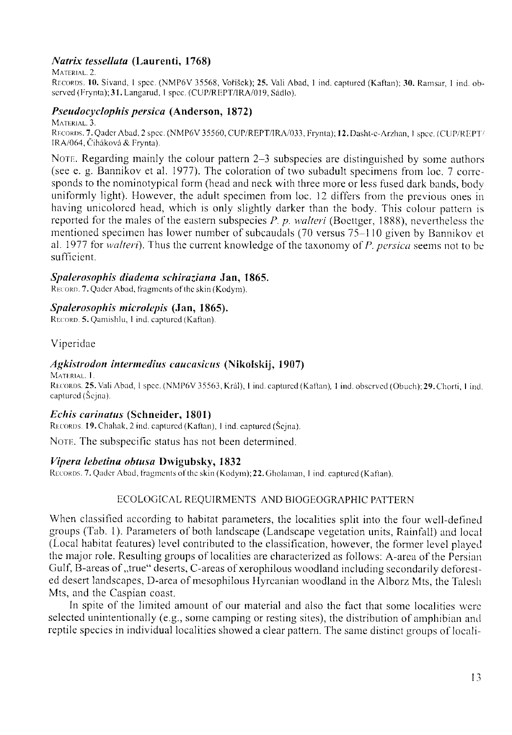### *Natrix tessellata* (Laurenti, 1768)

MATERIAL. 2.

RECORDS. **10.** Sivand, 1 spec. (NMP6V 35568, Vořišek); **25.** Vali Abad, 1 ind. captured (Kaftan); **30.** Ramsar, 1 ind. observed (Frynta); **31.** Langarud, 1 spec. (CUP/REPT/IRA/019, Sádlo).

### *Pseudocyclophis persica* (Anderson, 1872)

MATERIAL. 3.

RECORDS. **7.** Qader Abad, 2 spec. (NMP6V 35560, CUP/REPT/IRA/033, Frynta); **12.** Dasht-e-Arzhan, 1 spec. (CUP/REPT/IRA/064, Čiháková & Frynta).

NOTE. Regarding mainly the colour pattern 2–3 subspecies are distinguished by some authors (see e. g. Bannikov et al. 1977). The coloration of two subadult specimens from loc. 7 corresponds to the nominotypical form (head and neck with three more or less fused dark bands, body uniformly light). However, the adult specimen from loc. 12 differs from the previous ones in having unicolored head, which is only slightly darker than the body. This colour pattern is reported for the males of the eastern subspecies *P. p. walteri* (Boettger, 1888), nevertheless the mentioned specimen has lower number of subcaudals (70 versus 75–110 given by Bannikov et al. 1977 for *walteri*). Thus the current knowledge of the taxonomy of *P. persica* seems not to be sufficient.

### *Spalerosophis diadema schiraziana* Jan, 1865.

RECORD. **7.** Qader Abad, fragments of the skin (Kodym).

### *Spalerosophis microlepis* (Jan, 1865).

RECORD. **5.** Qamishlu, 1 ind. captured (Kaftan).

## Viperidae

### *Agkistrodon intermedius caucasicus* (Nikolskij, 1907)

MATERIAL. 1.

RECORDS. **25.** Vali Abad, 1 spec. (NMP6V 35563, Král), 1 ind. captured (Kaftan), 1 ind. observed (Obuch); **29.** Chorti, 1 ind. captured (Šcjna).

### *Echis carinatus* (Schneider, 1801)

RECORDS. **19.** Chahak, 2 ind. captured (Kaftan), 1 ind. captured (Šcjna).

NOTE. The subspecific status has not been determined.

### *Vipera lebetina obtusa* Dwigubsky, 1832

RECORDS. **7.** Qader Abad, fragments of the skin (Kodym); **22.** Gholaman, 1 ind. captured (Kaftan).

## ECOLOGICAL REQUIRMENTS AND BIOGEOGRAPHIC PATTERN

When classified according to habitat parameters, the localities split into the four well-defined groups (Tab. 1). Parameters of both landscape (Landscape vegetation units, Rainfall) and local (Local habitat features) level contributed to the classification, however, the former level played the major role. Resulting groups of localities are characterized as follows: A-area of the Persian Gulf, B-areas of „true" deserts, C-areas of xerophilous woodland including secondarily deforested desert landscapes, D-area of mesophilous Hyrcanian woodland in the Alborz Mts, the Talesh Mts, and the Caspian coast.

In spite of the limited amount of our material and also the fact that some localities were selected unintentionally (e.g., some camping or resting sites), the distribution of amphibian and reptile species in individual localities showed a clear pattern. The same distinct groups of locali-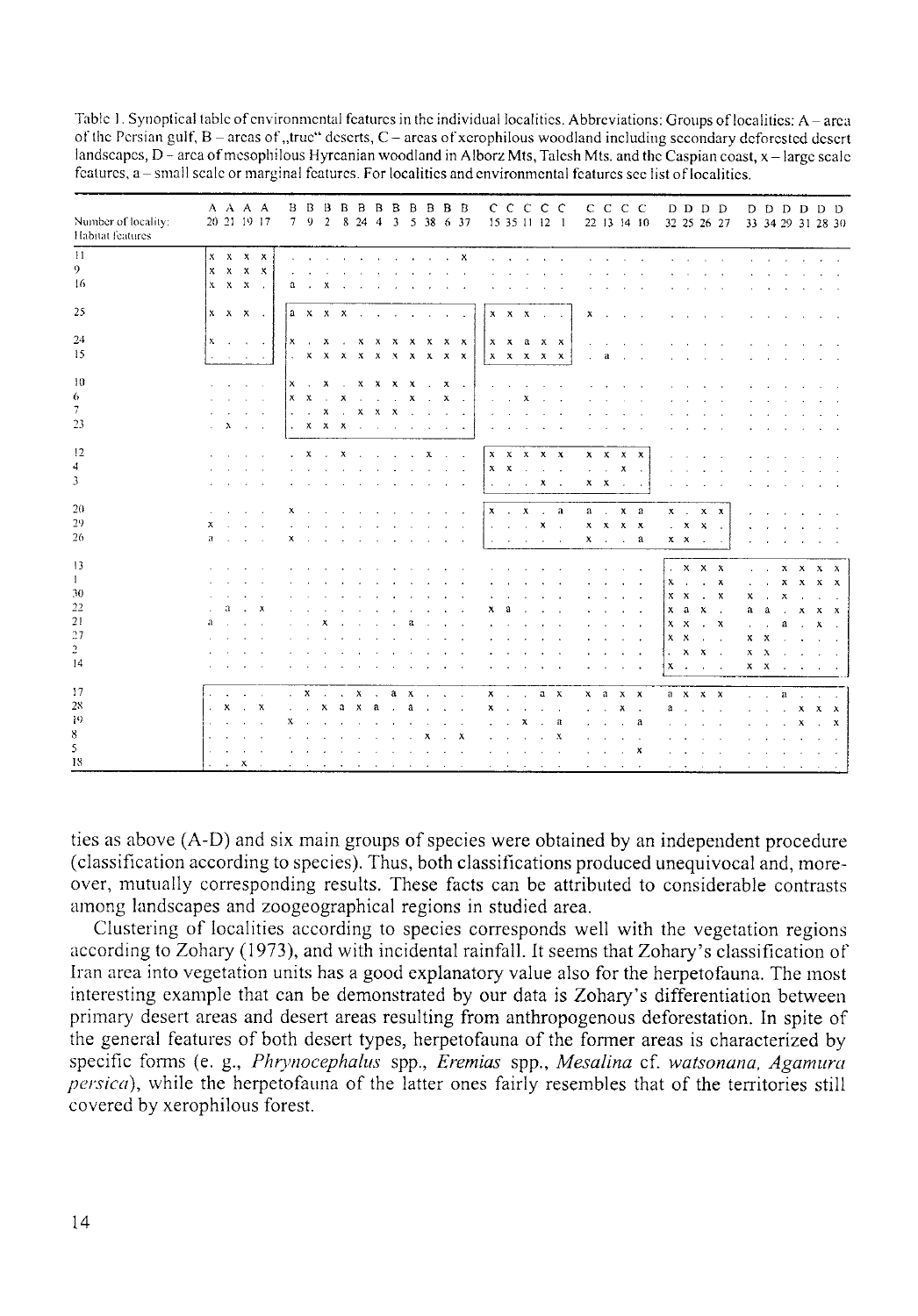Table 1. Synoptical table of environmental features in the individual localities. Abbreviations: Groups of localities: A – area of the Persian gulf, B – areas of „true" deserts, C – areas of xerophilous woodland including secondary deforested desert landscapes, D – area of mesophilous Hyrcanian woodland in Alborz Mts, Talesh Mts. and the Caspian coast, x – large scale features, a – small scale or marginal features. For localities and environmental features see list of localities.

| | A | A | A | A | B | B | B | B | B | B | B | B | B | B | B | C | C | C | C | C | C | C | C | C | D | D | D | D | D | D | D | D | D | D |
|---|---|---|---|---|---|---|---|---|---|---|---|---|---|---|---|---|---|---|---|---|---|---|---|---|---|---|---|---|---|---|---|---|---|---|
| Number of locality: Habitat features | 20 | 21 | 19 | 17 | 7 | 9 | 2 | 8 | 24 | 4 | 3 | 5 | 38 | 6 | 37 | 15 | 35 | 11 | 12 | 1 | 22 | 13 | 14 | 10 | 32 | 25 | 26 | 27 | 33 | 34 | 29 | 31 | 28 | 30 |
| 11 | x | x | x | x | . | . | . | . | . | . | . | . | . | . | x | . | . | . | . | . | . | . | . | . | . | . | . | . | . | . | . | . | . | . |
| 9 | x | x | x | x | . | . | . | . | . | . | . | . | . | . | . | . | . | . | . | . | . | . | . | . | . | . | . | . | . | . | . | . | . | . |
| 16 | x | x | x | . | a | . | x | . | . | . | . | . | . | . | . | . | . | . | . | . | . | . | . | . | . | . | . | . | . | . | . | . | . | . |
| 25 | x | x | x | . | a | x | x | x | . | . | . | . | . | . | . | x | x | x | . | . | x | . | . | . | . | . | . | . | . | . | . | . | . | . |
| 24 | x | . | . | . | x | . | x | . | x | x | x | x | x | x | x | x | x | a | x | x | . | . | . | . | . | . | . | . | . | . | . | . | . | . |
| 15 | . | . | . | . | . | x | x | x | x | x | x | x | x | x | x | x | x | x | x | x | . | a | . | . | . | . | . | . | . | . | . | . | . | . |
| 10 | . | . | . | . | x | . | x | . | x | x | x | x | . | x | . | . | . | . | . | . | . | . | . | . | . | . | . | . | . | . | . | . | . | . |
| 6 | . | . | . | . | x | x | . | x | . | . | . | x | . | x | . | . | . | x | . | . | . | . | . | . | . | . | . | . | . | . | . | . | . | . |
| 7 | . | . | . | . | . | . | x | . | x | x | x | . | . | . | . | . | . | . | . | . | . | . | . | . | . | . | . | . | . | . | . | . | . | . |
| 23 | . | x | . | . | . | x | x | x | . | . | . | . | . | . | . | . | . | . | . | . | . | . | . | . | . | . | . | . | . | . | . | . | . | . |
| 12 | . | . | . | . | . | x | . | x | . | . | . | . | x | . | . | x | x | x | x | x | x | x | x | x | . | . | . | . | . | . | . | . | . | . |
| 4 | . | . | . | . | . | . | . | . | . | . | . | . | . | . | . | x | x | . | . | . | . | . | x | . | . | . | . | . | . | . | . | . | . | . |
| 3 | . | . | . | . | . | . | . | . | . | . | . | . | . | . | . | . | . | . | x | . | x | x | . | . | . | . | . | . | . | . | . | . | . | . |
| 20 | . | . | . | . | x | . | . | . | . | . | . | . | . | . | . | x | . | x | . | a | a | . | x | a | x | . | x | x | . | . | . | . | . | . |
| 29 | x | . | . | . | . | . | . | . | . | . | . | . | . | . | . | . | . | . | x | . | x | x | x | x | . | x | x | . | . | . | . | . | . | . |
| 26 | a | . | . | . | x | . | . | . | . | . | . | . | . | . | . | . | . | . | . | . | x | . | . | a | x | x | . | . | . | . | . | . | . | . |
| 13 | . | . | . | . | . | . | . | . | . | . | . | . | . | . | . | . | . | . | . | . | . | . | . | . | . | x | x | x | . | . | x | x | x | x |
| 1 | . | . | . | . | . | . | . | . | . | . | . | . | . | . | . | . | . | . | . | . | . | . | . | . | x | . | . | x | . | . | x | x | x | x |
| 30 | . | . | . | . | . | . | . | . | . | . | . | . | . | . | . | . | . | . | . | . | . | . | . | . | x | x | . | x | x | . | x | . | . | . |
| 22 | . | a | . | x | . | . | . | . | . | . | . | . | . | . | . | x | a | . | . | . | . | . | . | . | x | a | x | . | a | a | . | x | x | x |
| 21 | a | . | . | . | . | . | . | . | . | x | . | . | a | . | . | . | . | . | . | . | . | . | . | . | x | x | . | x | . | . | a | . | x | . |
| 27 | . | . | . | . | . | . | . | . | . | . | . | . | . | . | . | . | . | . | . | . | . | . | . | . | x | x | . | . | x | x | . | . | . | . |
| 2 | . | . | . | . | . | . | . | . | . | . | . | . | . | . | . | . | . | . | . | . | . | . | . | . | . | x | x | . | x | x | . | . | . | . |
| 14 | . | . | . | . | . | . | . | . | . | . | . | . | . | . | . | . | . | . | . | . | . | . | . | . | x | . | . | . | x | x | . | . | . | . |
| 17 | . | . | . | . | . | x | . | . | x | . | a | x | . | . | . | x | . | . | a | x | x | a | x | x | a | x | x | x | . | . | a | . | . | . |
| 28 | . | x | . | x | . | . | . | x | a | x | a | . | a | . | . | x | . | . | . | . | . | . | x | . | a | . | . | . | . | . | . | x | x | x |
| 19 | . | . | . | . | x | . | . | . | . | . | . | . | . | . | . | . | . | x | . | a | . | . | . | a | . | . | . | . | . | . | . | x | . | x |
| 8 | . | . | . | . | . | . | . | . | . | . | . | . | x | . | x | . | . | . | . | x | . | . | . | . | . | . | . | . | . | . | . | . | . | . |
| 5 | . | . | . | . | . | . | . | . | . | . | . | . | . | . | . | . | . | . | . | . | . | . | . | x | . | . | . | . | . | . | . | . | . | . |
| 18 | . | . | x | . | . | . | . | . | . | . | . | . | . | . | . | . | . | . | . | . | . | . | . | . | . | . | . | . | . | . | . | . | . | . |

ties as above (A-D) and six main groups of species were obtained by an independent procedure (classification according to species). Thus, both classifications produced unequivocal and, moreover, mutually corresponding results. These facts can be attributed to considerable contrasts among landscapes and zoogeographical regions in studied area.

Clustering of localities according to species corresponds well with the vegetation regions according to Zohary (1973), and with incidental rainfall. It seems that Zohary's classification of Iran area into vegetation units has a good explanatory value also for the herpetofauna. The most interesting example that can be demonstrated by our data is Zohary's differentiation between primary desert areas and desert areas resulting from anthropogenous deforestation. In spite of the general features of both desert types, herpetofauna of the former areas is characterized by specific forms (e. g., *Phrynocephalus* spp., *Eremias* spp., *Mesalina* cf. *watsonana*, *Agamura persica*), while the herpetofauna of the latter ones fairly resembles that of the territories still covered by xerophilous forest.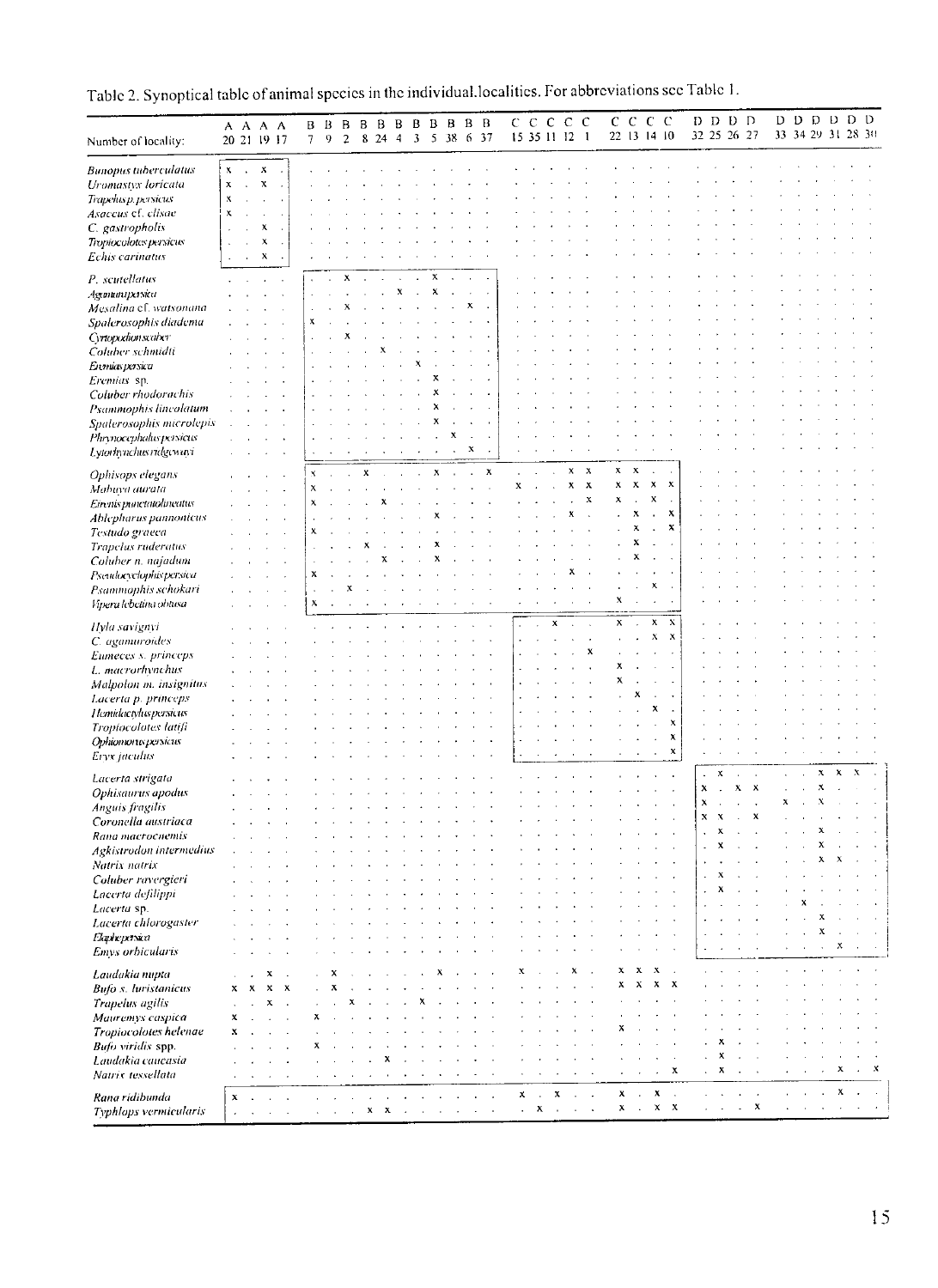Table 2. Synoptical table of animal species in the individual localities. For abbreviations see Table 1.

| Number of locality: | A 20 | A 21 | A 19 | A 17 | B 7 | B 9 | B 2 | B 8 | B 24 | B 4 | B 3 | B 5 | B 38 | B 6 | B 37 | C 15 | C 35 | C 11 | C 12 | C 1 | C 22 | C 13 | C 14 | C 10 | D 32 | D 25 | D 26 | D 27 | D 33 | D 34 | D 29 | D 31 | D 28 | D 30 |
|---|---|---|---|---|---|---|---|---|---|---|---|---|---|---|---|---|---|---|---|---|---|---|---|---|---|---|---|---|---|---|---|---|---|---|
| *Bunopus tuberculatus* | x |  | x |  |  |  |  |  |  |  |  |  |  |  |  |  |  |  |  |  |  |  |  |  |  |  |  |  |  |  |  |  |  |  |
| *Uromastyx loricata* | x |  | x |  |  |  |  |  |  |  |  |  |  |  |  |  |  |  |  |  |  |  |  |  |  |  |  |  |  |  |  |  |  |  |
| *Trapelus p. persicus* | x |  |  |  |  |  |  |  |  |  |  |  |  |  |  |  |  |  |  |  |  |  |  |  |  |  |  |  |  |  |  |  |  |  |
| *Asaccus* cf. *elisae* | x |  |  |  |  |  |  |  |  |  |  |  |  |  |  |  |  |  |  |  |  |  |  |  |  |  |  |  |  |  |  |  |  |  |
| *C. gastropholis* |  |  | x |  |  |  |  |  |  |  |  |  |  |  |  |  |  |  |  |  |  |  |  |  |  |  |  |  |  |  |  |  |  |  |
| *Tropiocolotes persicus* |  |  | x |  |  |  |  |  |  |  |  |  |  |  |  |  |  |  |  |  |  |  |  |  |  |  |  |  |  |  |  |  |  |  |
| *Echis carinatus* |  |  | x |  |  |  |  |  |  |  |  |  |  |  |  |  |  |  |  |  |  |  |  |  |  |  |  |  |  |  |  |  |  |  |
| *P. scutellatus* |  |  |  |  |  |  | x |  |  |  |  | x |  |  |  |  |  |  |  |  |  |  |  |  |  |  |  |  |  |  |  |  |  |  |
| *Agamura persica* |  |  |  |  |  |  |  |  |  | x |  | x |  |  |  |  |  |  |  |  |  |  |  |  |  |  |  |  |  |  |  |  |  |  |
| *Mesalina* cf. *watsonana* |  |  |  |  |  |  | x |  |  |  |  |  |  | x |  |  |  |  |  |  |  |  |  |  |  |  |  |  |  |  |  |  |  |  |
| *Spalerosophis diadema* |  |  |  |  | x |  |  |  |  |  |  |  |  |  |  |  |  |  |  |  |  |  |  |  |  |  |  |  |  |  |  |  |  |  |
| *Cyrtopodion scaber* |  |  |  |  |  |  | x |  |  |  |  |  |  |  |  |  |  |  |  |  |  |  |  |  |  |  |  |  |  |  |  |  |  |  |
| *Coluber schmidti* |  |  |  |  |  |  |  |  | x |  |  |  |  |  |  |  |  |  |  |  |  |  |  |  |  |  |  |  |  |  |  |  |  |  |
| *Eremias persica* |  |  |  |  |  |  |  |  |  |  | x |  |  |  |  |  |  |  |  |  |  |  |  |  |  |  |  |  |  |  |  |  |  |  |
| *Eremias* sp. |  |  |  |  |  |  |  |  |  |  |  | x |  |  |  |  |  |  |  |  |  |  |  |  |  |  |  |  |  |  |  |  |  |  |
| *Coluber rhodorachis* |  |  |  |  |  |  |  |  |  |  |  | x |  |  |  |  |  |  |  |  |  |  |  |  |  |  |  |  |  |  |  |  |  |  |
| *Psammophis lineolatum* |  |  |  |  |  |  |  |  |  |  |  | x |  |  |  |  |  |  |  |  |  |  |  |  |  |  |  |  |  |  |  |  |  |  |
| *Spalerosophis microlepis* |  |  |  |  |  |  |  |  |  |  |  | x |  |  |  |  |  |  |  |  |  |  |  |  |  |  |  |  |  |  |  |  |  |  |
| *Phrynocephalus persicus* |  |  |  |  |  |  |  |  |  |  |  |  | x |  |  |  |  |  |  |  |  |  |  |  |  |  |  |  |  |  |  |  |  |  |
| *Lytorhynchus ridgewayi* |  |  |  |  |  |  |  |  |  |  |  |  |  | x |  |  |  |  |  |  |  |  |  |  |  |  |  |  |  |  |  |  |  |  |
| *Ophisops elegans* |  |  |  |  | x |  |  | x |  |  |  | x |  |  | x |  |  |  | x | x | x | x |  |  |  |  |  |  |  |  |  |  |  |  |
| *Mabuya aurata* |  |  |  |  | x |  |  |  |  |  |  |  |  |  |  | x |  |  | x | x | x | x | x | x |  |  |  |  |  |  |  |  |  |  |
| *Eirenis punctatolineatus* |  |  |  |  | x |  |  |  | x |  |  |  |  |  |  |  |  |  |  | x | x |  | x |  |  |  |  |  |  |  |  |  |  |  |
| *Ablepharus pannonicus* |  |  |  |  |  |  |  |  |  |  |  | x |  |  |  |  |  |  | x |  |  | x |  | x |  |  |  |  |  |  |  |  |  |  |
| *Testudo graeca* |  |  |  |  | x |  |  |  |  |  |  |  |  |  |  |  |  |  |  |  |  | x |  | x |  |  |  |  |  |  |  |  |  |  |
| *Trapelus ruderatus* |  |  |  |  |  |  |  | x |  |  |  | x |  |  |  |  |  |  |  |  |  | x |  |  |  |  |  |  |  |  |  |  |  |  |
| *Coluber n. najadum* |  |  |  |  |  |  |  |  | x |  |  | x |  |  |  |  |  |  |  |  |  | x |  |  |  |  |  |  |  |  |  |  |  |  |
| *Pseudocyclophis persicus* |  |  |  |  | x |  |  |  |  |  |  |  |  |  |  |  |  |  | x |  |  |  |  |  |  |  |  |  |  |  |  |  |  |  |
| *Psammophis schokari* |  |  |  |  |  |  | x |  |  |  |  |  |  |  |  |  |  |  |  |  |  |  | x |  |  |  |  |  |  |  |  |  |  |  |
| *Vipera lebetina obtusa* |  |  |  |  | x |  |  |  |  |  |  |  |  |  |  |  |  |  |  |  | x |  |  |  |  |  |  |  |  |  |  |  |  |  |
| *Hyla savignyi* |  |  |  |  |  |  |  |  |  |  |  |  |  |  |  |  |  | x |  |  | x |  | x | x |  |  |  |  |  |  |  |  |  |  |
| *C. agamuroides* |  |  |  |  |  |  |  |  |  |  |  |  |  |  |  |  |  |  |  |  |  |  | x | x |  |  |  |  |  |  |  |  |  |  |
| *Eumeces s. princeps* |  |  |  |  |  |  |  |  |  |  |  |  |  |  |  |  |  |  |  | x |  |  |  |  |  |  |  |  |  |  |  |  |  |  |
| *L. macrorhynchus* |  |  |  |  |  |  |  |  |  |  |  |  |  |  |  |  |  |  |  |  | x |  |  |  |  |  |  |  |  |  |  |  |  |  |
| *Malpolon m. insignitus* |  |  |  |  |  |  |  |  |  |  |  |  |  |  |  |  |  |  |  |  | x |  |  |  |  |  |  |  |  |  |  |  |  |  |
| *Lacerta p. princeps* |  |  |  |  |  |  |  |  |  |  |  |  |  |  |  |  |  |  |  |  |  | x |  |  |  |  |  |  |  |  |  |  |  |  |
| *Hemidactylus persicus* |  |  |  |  |  |  |  |  |  |  |  |  |  |  |  |  |  |  |  |  |  |  | x |  |  |  |  |  |  |  |  |  |  |  |
| *Tropiocolotes latifi* |  |  |  |  |  |  |  |  |  |  |  |  |  |  |  |  |  |  |  |  |  |  |  | x |  |  |  |  |  |  |  |  |  |  |
| *Ophiomorus persicus* |  |  |  |  |  |  |  |  |  |  |  |  |  |  |  |  |  |  |  |  |  |  |  | x |  |  |  |  |  |  |  |  |  |  |
| *Eryx jaculus* |  |  |  |  |  |  |  |  |  |  |  |  |  |  |  |  |  |  |  |  |  |  |  | x |  |  |  |  |  |  |  |  |  |  |
| *Lacerta strigata* |  |  |  |  |  |  |  |  |  |  |  |  |  |  |  |  |  |  |  |  |  |  |  |  |  | x |  |  |  |  | x | x | x |  |
| *Ophisaurus apodus* |  |  |  |  |  |  |  |  |  |  |  |  |  |  |  |  |  |  |  |  |  |  |  |  | x |  | x | x |  |  | x |  |  |  |
| *Anguis fragilis* |  |  |  |  |  |  |  |  |  |  |  |  |  |  |  |  |  |  |  |  |  |  |  |  | x |  |  |  | x |  | x |  |  |  |
| *Coronella austriaca* |  |  |  |  |  |  |  |  |  |  |  |  |  |  |  |  |  |  |  |  |  |  |  |  | x | x |  | x |  |  |  |  |  |  |
| *Rana macrocnemis* |  |  |  |  |  |  |  |  |  |  |  |  |  |  |  |  |  |  |  |  |  |  |  |  |  | x |  |  |  |  | x |  |  |  |
| *Agkistrodon intermedius* |  |  |  |  |  |  |  |  |  |  |  |  |  |  |  |  |  |  |  |  |  |  |  |  |  | x |  |  |  |  | x |  |  |  |
| *Natrix natrix* |  |  |  |  |  |  |  |  |  |  |  |  |  |  |  |  |  |  |  |  |  |  |  |  |  |  |  |  |  |  | x | x |  |  |
| *Coluber ravergieri* |  |  |  |  |  |  |  |  |  |  |  |  |  |  |  |  |  |  |  |  |  |  |  |  |  | x |  |  |  |  |  |  |  |  |
| *Lacerta defilippi* |  |  |  |  |  |  |  |  |  |  |  |  |  |  |  |  |  |  |  |  |  |  |  |  |  | x |  |  |  |  |  |  |  |  |
| *Lacerta* sp. |  |  |  |  |  |  |  |  |  |  |  |  |  |  |  |  |  |  |  |  |  |  |  |  |  |  |  |  |  | x |  |  |  |  |
| *Lacerta chlorogaster* |  |  |  |  |  |  |  |  |  |  |  |  |  |  |  |  |  |  |  |  |  |  |  |  |  |  |  |  |  |  | x |  |  |  |
| *Elaphe persica* |  |  |  |  |  |  |  |  |  |  |  |  |  |  |  |  |  |  |  |  |  |  |  |  |  |  |  |  |  |  | x |  |  |  |
| *Emys orbicularis* |  |  |  |  |  |  |  |  |  |  |  |  |  |  |  |  |  |  |  |  |  |  |  |  |  |  |  |  |  |  |  | x |  |  |
| *Laudakia nupta* |  |  | x |  |  | x |  |  |  |  |  | x |  |  |  | x |  |  | x |  | x | x | x |  |  |  |  |  |  |  |  |  |  |  |
| *Bufo s. luristanicus* | x | x | x | x |  | x |  |  |  |  |  |  |  |  |  |  |  |  |  |  | x | x | x | x |  |  |  |  |  |  |  |  |  |  |
| *Trapelus agilis* |  |  | x |  |  |  | x |  |  |  | x |  |  |  |  |  |  |  |  |  |  |  |  |  |  |  |  |  |  |  |  |  |  |  |
| *Mauremys caspica* | x |  |  |  | x |  |  |  |  |  |  |  |  |  |  |  |  |  |  |  |  |  |  |  |  |  |  |  |  |  |  |  |  |  |
| *Tropiocolotes helenae* | x |  |  |  |  |  |  |  |  |  |  |  |  |  |  |  |  |  |  |  | x |  |  |  |  |  |  |  |  |  |  |  |  |  |
| *Bufo viridis* spp. |  |  |  |  | x |  |  |  |  |  |  |  |  |  |  |  |  |  |  |  |  |  |  |  |  | x |  |  |  |  |  |  |  |  |
| *Laudakia caucasia* |  |  |  |  |  |  |  |  | x |  |  |  |  |  |  |  |  |  |  |  |  |  |  |  |  | x |  |  |  |  |  |  |  |  |
| *Natrix tessellata* |  |  |  |  |  |  |  |  |  |  |  |  |  |  |  |  |  |  |  |  |  |  |  | x |  | x |  |  |  |  |  |  | x | x |
| *Rana ridibunda* | x |  |  |  |  |  |  |  |  |  |  |  |  |  |  | x |  | x |  |  | x |  | x |  |  |  |  |  |  |  |  | x |  |  |
| *Typhlops vermicularis* |  |  |  |  |  |  |  | x | x |  |  |  |  |  |  |  | x |  |  |  | x |  | x | x |  |  |  | x |  |  |  |  |  |  |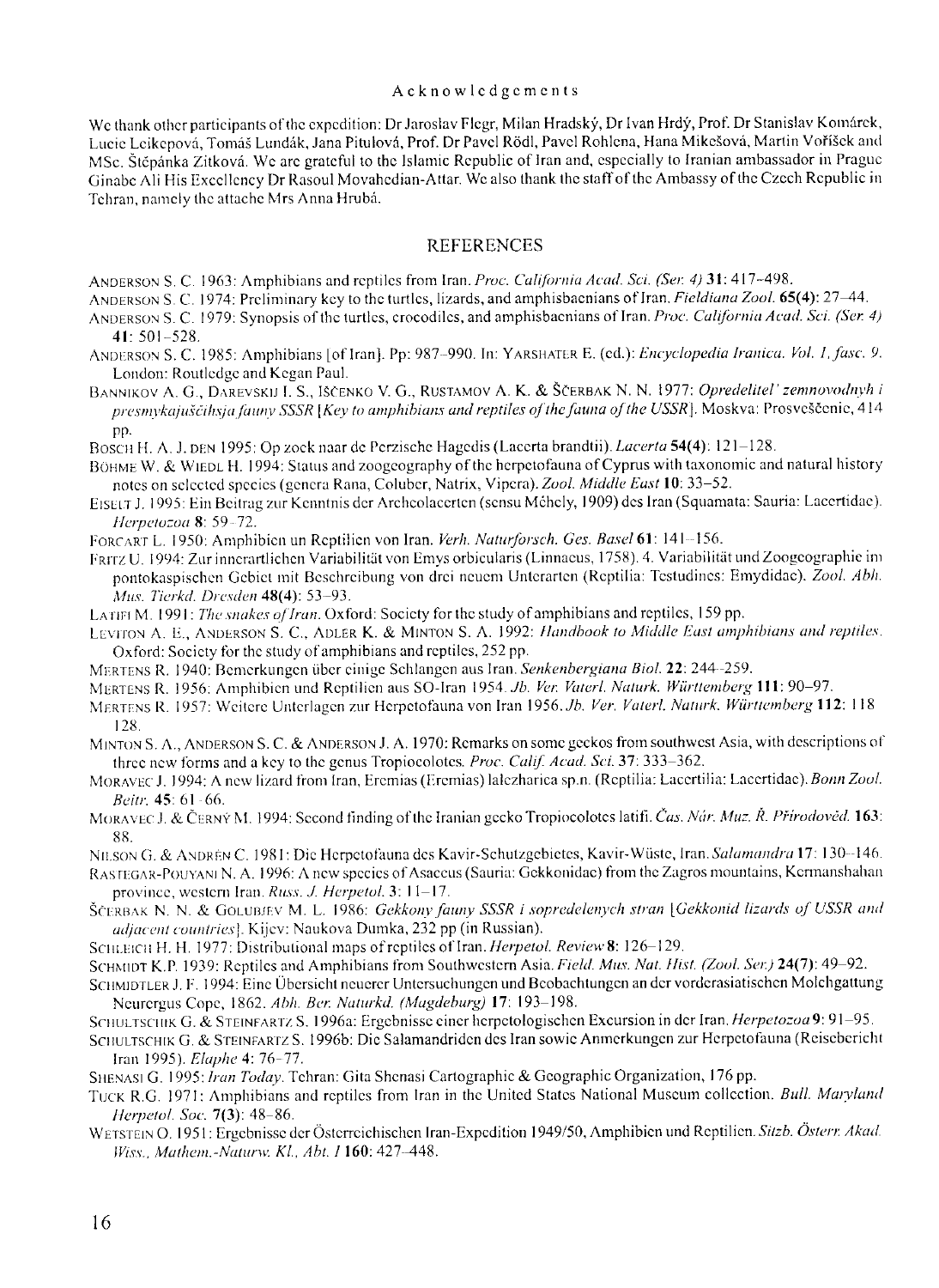## Acknowledgements

We thank other participants of the expedition: Dr Jaroslav Flegr, Milan Hradský, Dr Ivan Hrdý, Prof. Dr Stanislav Komárek, Lucie Leikepová, Tomáš Lundák, Jana Pitulová, Prof. Dr Pavel Rödl, Pavel Rohlena, Hana Mikešová, Martin Voříšek and MSc. Štěpánka Zitková. We are grateful to the Islamic Republic of Iran and, especially to Iranian ambassador in Prague Ginabe Ali His Excellency Dr Rasoul Movahedian-Attar. We also thank the staff of the Ambassy of the Czech Republic in Tehran, namely the attache Mrs Anna Hrubá.

## REFERENCES

Anderson S. C. 1963: Amphibians and reptiles from Iran. *Proc. California Acad. Sci. (Ser. 4)* **31**: 417–498.

Anderson S. C. 1974: Preliminary key to the turtles, lizards, and amphisbaenians of Iran. *Fieldiana Zool.* **65(4)**: 27–44.

Anderson S. C. 1979: Synopsis of the turtles, crocodiles, and amphisbaenians of Iran. *Proc. California Acad. Sci. (Ser. 4)* **41**: 501–528.

Anderson S. C. 1985: Amphibians [of Iran]. Pp: 987–990. In: Yarshater E. (ed.): *Encyclopedia Iranica. Vol. I, fasc. 9.* London: Routledge and Kegan Paul.

Bannikov A. G., Darevskij I. S., Iščenko V. G., Rustamov A. K. & Ščerbak N. N. 1977: *Opredelitel' zemnovodnyh i presmykajuščihsja fauny SSSR [Key to amphibians and reptiles of the fauna of the USSR].* Moskva: Prosveščenie, 414 pp.

Bosch H. A. J. den 1995: Op zoek naar de Perzische Hagedis (Lacerta brandtii). *Lacerta* **54(4)**: 121–128.

Böhme W. & Wiedl H. 1994: Status and zoogeography of the herpetofauna of Cyprus with taxonomic and natural history notes on selected species (genera Rana, Coluber, Natrix, Vipera). *Zool. Middle East* **10**: 33–52.

Eiselt J. 1995: Ein Beitrag zur Kenntnis der Archeolacerten (sensu Méhely, 1909) des Iran (Squamata: Sauria: Lacertidae). *Herpetozoa* **8**: 59–72.

Forcart L. 1950: Amphibien un Reptilien von Iran. *Verh. Naturforsch. Ges. Basel* **61**: 141–156.

Fritz U. 1994: Zur innerartlichen Variabilität von Emys orbicularis (Linnaeus, 1758). 4. Variabilität und Zoogeographie im pontokaspischen Gebiet mit Beschreibung von drei neuem Unterarten (Reptilia: Testudines: Emydidae). *Zool. Abh. Mus. Tierkd. Dresden* **48(4)**: 53–93.

Latifi M. 1991: *The snakes of Iran.* Oxford: Society for the study of amphibians and reptiles, 159 pp.

Leviton A. E., Anderson S. C., Adler K. & Minton S. A. 1992: *Handbook to Middle East amphibians and reptiles.* Oxford: Society for the study of amphibians and reptiles, 252 pp.

Mertens R. 1940: Bemerkungen über einige Schlangen aus Iran. *Senkenbergiana Biol.* **22**: 244–259.

Mertens R. 1956: Amphibien und Reptilien aus SO-Iran 1954. *Jb. Ver. Vaterl. Naturk. Württemberg* **111**: 90–97.

Mertens R. 1957: Weitere Unterlagen zur Herpetofauna von Iran 1956. *Jb. Ver. Vaterl. Naturk. Württemberg* **112**: 118–128.

Minton S. A., Anderson S. C. & Anderson J. A. 1970: Remarks on some geckos from southwest Asia, with descriptions of three new forms and a key to the genus Tropiocolotes. *Proc. Calif. Acad. Sci.* **37**: 333–362.

Moravec J. 1994: A new lizard from Iran, Eremias (Eremias) lalezharica sp.n. (Reptilia: Lacertilia: Lacertidae). *Bonn Zool. Beitr.* **45**: 61–66.

Moravec J. & Černý M. 1994: Second finding of the Iranian gecko Tropiocolotes latifi. *Čas. Nár. Muz. Ř. Přírodověd.* **163**: 88.

Nilson G. & Andrén C. 1981: Die Herpetofauna des Kavir-Schutzgebietes, Kavir-Wüste, Iran. *Salamandra* **17**: 130–146.

Rastegar-Pouyani N. A. 1996: A new species of Asaccus (Sauria: Gekkonidae) from the Zagros mountains, Kermanshahan province, western Iran. *Russ. J. Herpetol.* **3**: 11–17.

Ščerbak N. N. & Golubjev M. L. 1986: *Gekkony fauny SSSR i sopredelenych stran [Gekkonid lizards of USSR and adjacent countries].* Kijev: Naukova Dumka, 232 pp (in Russian).

Schleich H. H. 1977: Distributional maps of reptiles of Iran. *Herpetol. Review* **8**: 126–129.

Schmidt K.P. 1939: Reptiles and Amphibians from Southwestern Asia. *Field. Mus. Nat. Hist. (Zool. Ser.)* **24(7)**: 49–92.

Schmidtler J. F. 1994: Eine Übersicht neuerer Untersuchungen und Beobachtungen an der vorderasiatischen Molchgattung Neurergus Cope, 1862. *Abh. Ber. Naturkd. (Magdeburg)* **17**: 193–198.

Schultschik G. & Steinfartz S. 1996a: Ergebnisse einer herpetologischen Excursion in der Iran. *Herpetozoa* **9**: 91–95.

Schultschik G. & Steinfartz S. 1996b: Die Salamandriden des Iran sowie Anmerkungen zur Herpetofauna (Reisebericht Iran 1995). *Elaphe* **4**: 76–77.

Shenasi G. 1995: *Iran Today.* Tehran: Gita Shenasi Cartographic & Geographic Organization, 176 pp.

Tuck R.G. 1971: Amphibians and reptiles from Iran in the United States National Museum collection. *Bull. Maryland Herpetol. Soc.* **7(3)**: 48–86.

Wettstein O. 1951: Ergebnisse der Österreichischen Iran-Expedition 1949/50, Amphibien und Reptilien. *Sitzb. Österr. Akad. Wiss., Mathem.-Naturw. Kl., Abt. I* **160**: 427–448.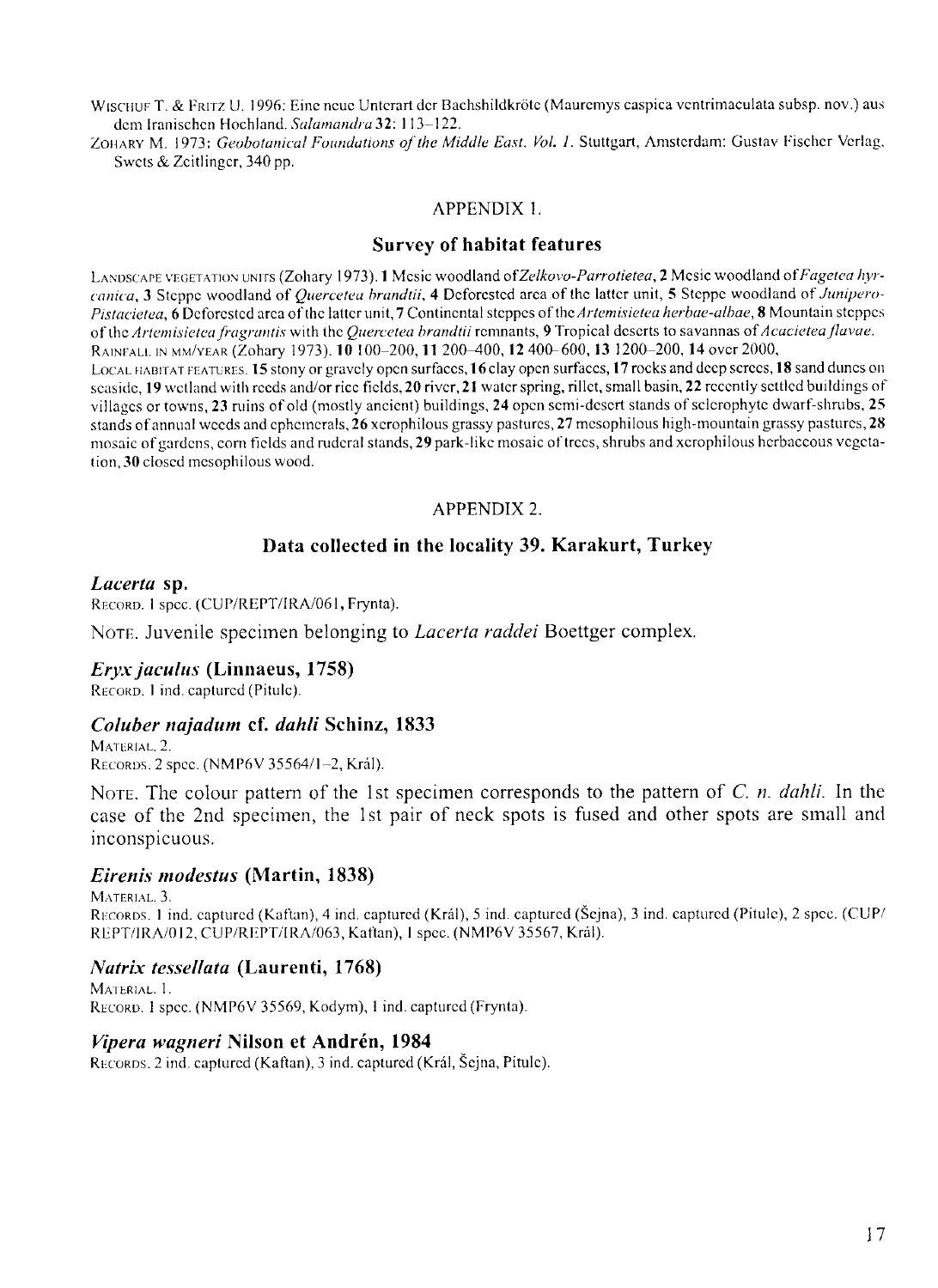WISCHUF T. & FRITZ U. 1996: Eine neue Unterart der Bachshildkröte (Mauremys caspica ventrimaculata subsp. nov.) aus dem Iranischen Hochland. *Salamandra* **32**: 113–122.

ZOHARY M. 1973: *Geobotanical Foundations of the Middle East. Vol. 1*. Stuttgart, Amsterdam: Gustav Fischer Verlag, Swets & Zeitlinger, 340 pp.

## APPENDIX 1.

### Survey of habitat features

LANDSCAPE VEGETATION UNITS (Zohary 1973). **1** Mesic woodland of *Zelkovo-Parrotietea*, **2** Mesic woodland of *Fagetea hyrcanica*, **3** Steppe woodland of *Quercetea brandtii*, **4** Deforested area of the latter unit, **5** Steppe woodland of *Junipero-Pistacietea*, **6** Deforested area of the latter unit, **7** Continental steppes of the *Artemisietea herbae-albae*, **8** Mountain steppes of the *Artemisietea fragrantis* with the *Quercetea brandtii* remnants, **9** Tropical deserts to savannas of *Acacietea flavae*.
RAINFALL IN MM/YEAR (Zohary 1973). **10** 100–200, **11** 200–400, **12** 400–600, **13** 1200–200, **14** over 2000,
LOCAL HABITAT FEATURES. **15** stony or gravely open surfaces, **16** clay open surfaces, **17** rocks and deep screes, **18** sand dunes on seaside, **19** wetland with reeds and/or rice fields, **20** river, **21** water spring, rillet, small basin, **22** recently settled buildings of villages or towns, **23** ruins of old (mostly ancient) buildings, **24** open semi-desert stands of sclerophyte dwarf-shrubs, **25** stands of annual weeds and ephemerals, **26** xerophilous grassy pastures, **27** mesophilous high-mountain grassy pastures, **28** mosaic of gardens, corn fields and ruderal stands, **29** park-like mosaic of trees, shrubs and xerophilous herbaceous vegetation, **30** closed mesophilous wood.

## APPENDIX 2.

### Data collected in the locality 39. Karakurt, Turkey

#### *Lacerta* sp.

RECORD. 1 spec. (CUP/REPT/IRA/061, Frynta).

NOTE. Juvenile specimen belonging to *Lacerta raddei* Boettger complex.

#### *Eryx jaculus* (Linnaeus, 1758)

RECORD. 1 ind. captured (Pitulc).

#### *Coluber najadum* cf. *dahli* Schinz, 1833

MATERIAL. 2.
RECORDS. 2 spec. (NMP6V 35564/1–2, Král).

NOTE. The colour pattern of the 1st specimen corresponds to the pattern of *C. n. dahli*. In the case of the 2nd specimen, the 1st pair of neck spots is fused and other spots are small and inconspicuous.

#### *Eirenis modestus* (Martin, 1838)

MATERIAL. 3.
RECORDS. 1 ind. captured (Kaftan), 4 ind. captured (Král), 5 ind. captured (Šejna), 3 ind. captured (Pitulc), 2 spec. (CUP/REPT/IRA/012, CUP/REPT/IRA/063, Kaftan), 1 spec. (NMP6V 35567, Král).

#### *Natrix tessellata* (Laurenti, 1768)

MATERIAL. 1.
RECORD. 1 spec. (NMP6V 35569, Kodym), 1 ind. captured (Frynta).

#### *Vipera wagneri* Nilson et Andrén, 1984

RECORDS. 2 ind. captured (Kaftan), 3 ind. captured (Král, Šejna, Pitulc).